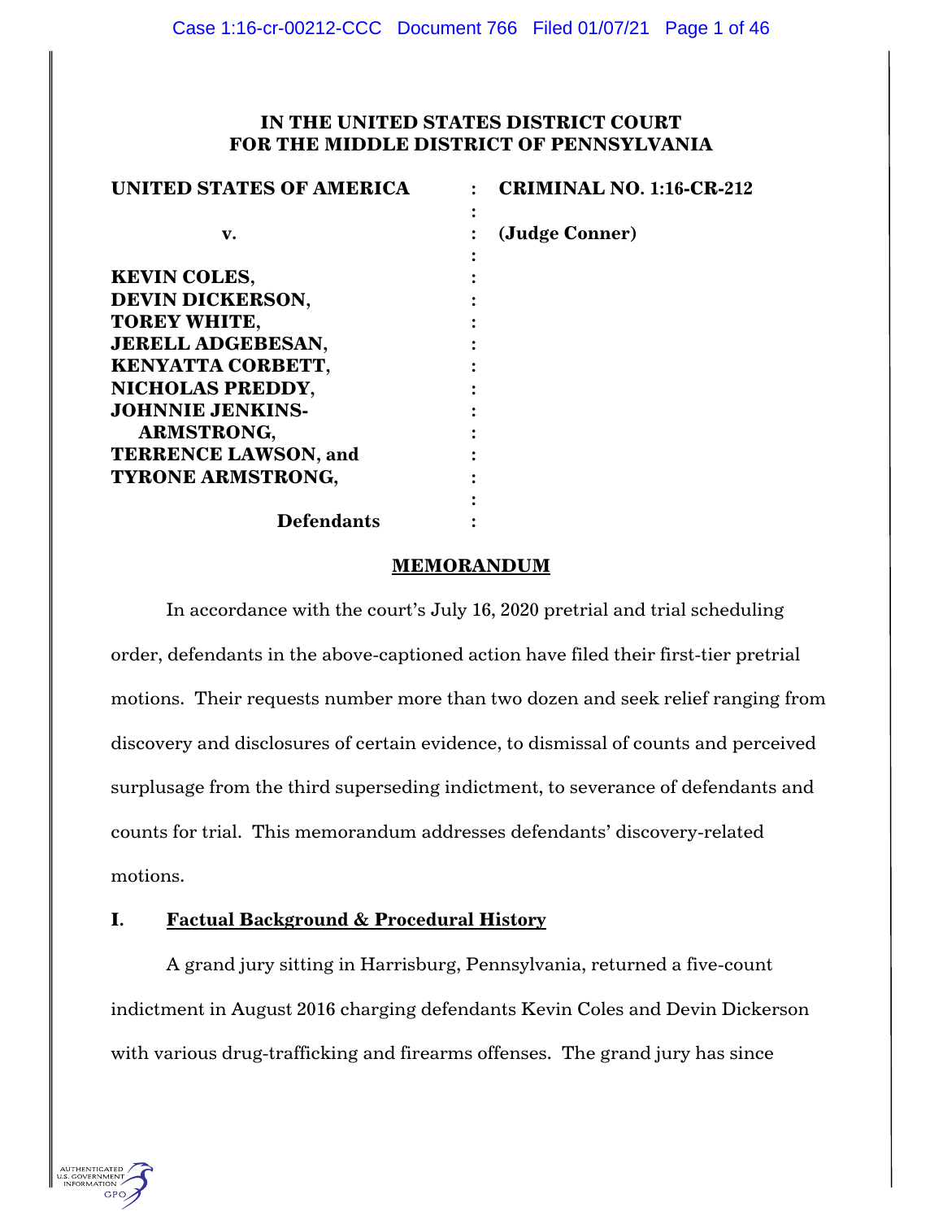**IN THE UNITED STATES DISTRICT COURT**
**FOR THE MIDDLE DISTRICT OF PENNSYLVANIA**

| | | |
|---|---|---|
| **UNITED STATES OF AMERICA** | : | **CRIMINAL NO. 1:16-CR-212** |
| | : | |
| **v.** | : | **(Judge Conner)** |
| | : | |
| **KEVIN COLES,** | : | |
| **DEVIN DICKERSON,** | : | |
| **TOREY WHITE,** | : | |
| **JERELL ADGEBESAN,** | : | |
| **KENYATTA CORBETT,** | : | |
| **NICHOLAS PREDDY,** | : | |
| **JOHNNIE JENKINS-ARMSTRONG,** | : | |
| **TERRENCE LAWSON, and** | : | |
| **TYRONE ARMSTRONG,** | : | |
| | : | |
| **Defendants** | : | |

## MEMORANDUM

In accordance with the court's July 16, 2020 pretrial and trial scheduling order, defendants in the above-captioned action have filed their first-tier pretrial motions. Their requests number more than two dozen and seek relief ranging from discovery and disclosures of certain evidence, to dismissal of counts and perceived surplusage from the third superseding indictment, to severance of defendants and counts for trial. This memorandum addresses defendants' discovery-related motions.

## I. Factual Background & Procedural History

A grand jury sitting in Harrisburg, Pennsylvania, returned a five-count indictment in August 2016 charging defendants Kevin Coles and Devin Dickerson with various drug-trafficking and firearms offenses. The grand jury has since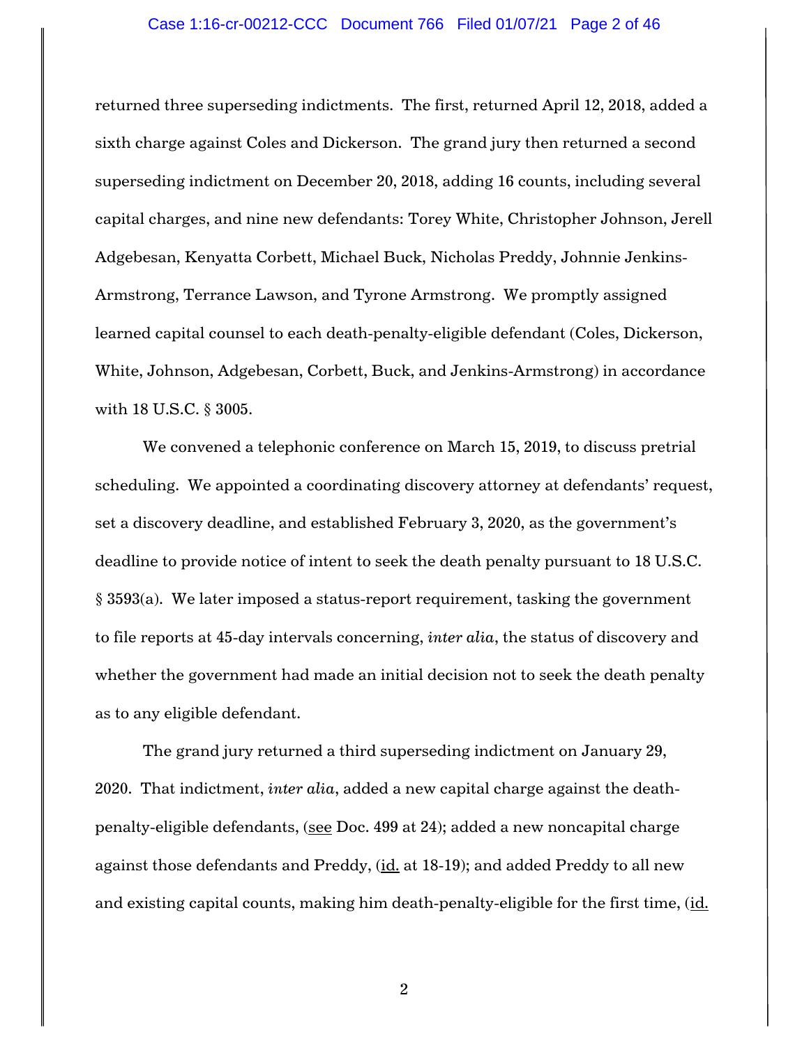returned three superseding indictments. The first, returned April 12, 2018, added a sixth charge against Coles and Dickerson. The grand jury then returned a second superseding indictment on December 20, 2018, adding 16 counts, including several capital charges, and nine new defendants: Torey White, Christopher Johnson, Jerell Adgebesan, Kenyatta Corbett, Michael Buck, Nicholas Preddy, Johnnie Jenkins-Armstrong, Terrance Lawson, and Tyrone Armstrong. We promptly assigned learned capital counsel to each death-penalty-eligible defendant (Coles, Dickerson, White, Johnson, Adgebesan, Corbett, Buck, and Jenkins-Armstrong) in accordance with 18 U.S.C. § 3005.

We convened a telephonic conference on March 15, 2019, to discuss pretrial scheduling. We appointed a coordinating discovery attorney at defendants' request, set a discovery deadline, and established February 3, 2020, as the government's deadline to provide notice of intent to seek the death penalty pursuant to 18 U.S.C. § 3593(a). We later imposed a status-report requirement, tasking the government to file reports at 45-day intervals concerning, *inter alia*, the status of discovery and whether the government had made an initial decision not to seek the death penalty as to any eligible defendant.

The grand jury returned a third superseding indictment on January 29, 2020. That indictment, *inter alia*, added a new capital charge against the death-penalty-eligible defendants, (see Doc. 499 at 24); added a new noncapital charge against those defendants and Preddy, (id. at 18-19); and added Preddy to all new and existing capital counts, making him death-penalty-eligible for the first time, (id.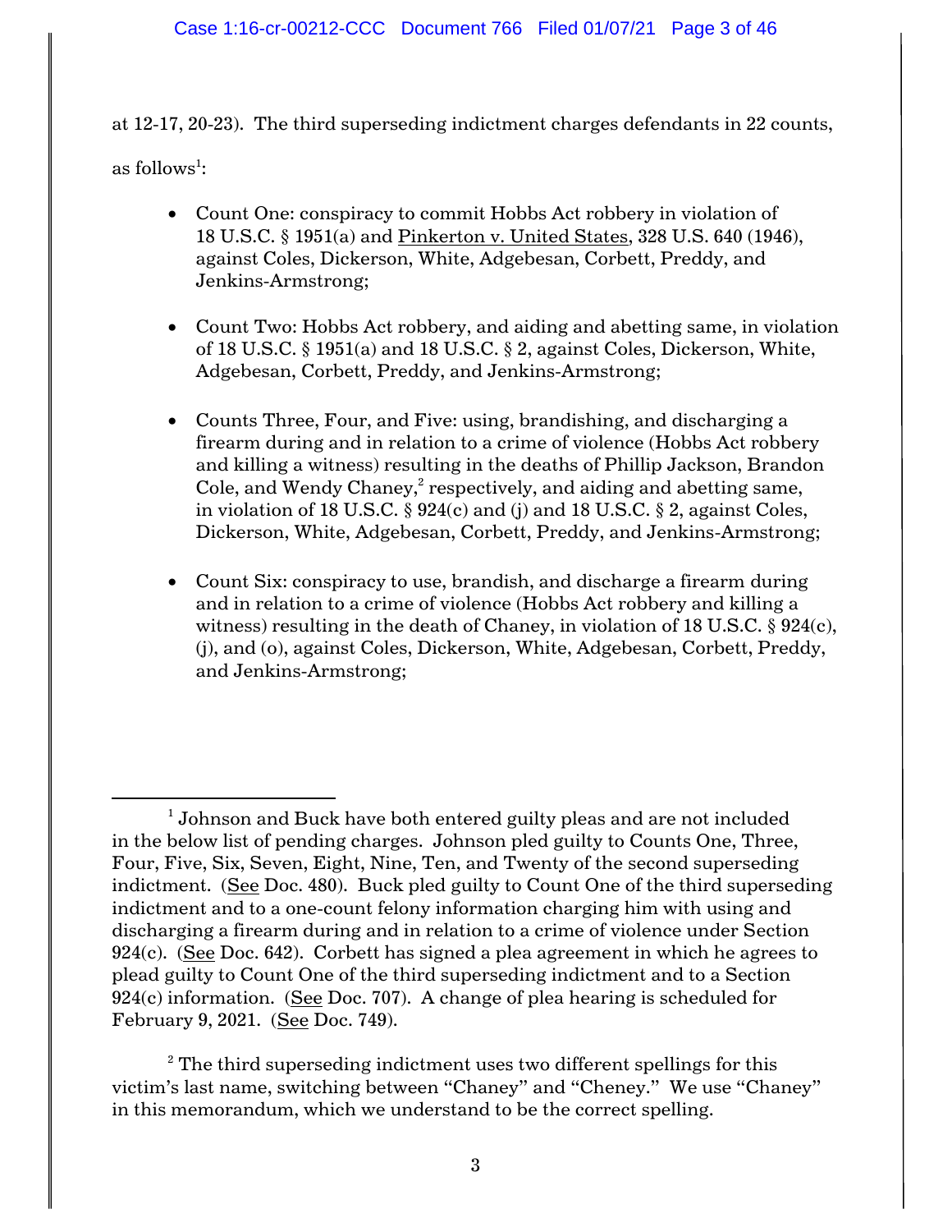at 12-17, 20-23). The third superseding indictment charges defendants in 22 counts, as follows[1]:

- Count One: conspiracy to commit Hobbs Act robbery in violation of 18 U.S.C. § 1951(a) and Pinkerton v. United States, 328 U.S. 640 (1946), against Coles, Dickerson, White, Adgebesan, Corbett, Preddy, and Jenkins-Armstrong;

- Count Two: Hobbs Act robbery, and aiding and abetting same, in violation of 18 U.S.C. § 1951(a) and 18 U.S.C. § 2, against Coles, Dickerson, White, Adgebesan, Corbett, Preddy, and Jenkins-Armstrong;

- Counts Three, Four, and Five: using, brandishing, and discharging a firearm during and in relation to a crime of violence (Hobbs Act robbery and killing a witness) resulting in the deaths of Phillip Jackson, Brandon Cole, and Wendy Chaney,[2] respectively, and aiding and abetting same, in violation of 18 U.S.C. § 924(c) and (j) and 18 U.S.C. § 2, against Coles, Dickerson, White, Adgebesan, Corbett, Preddy, and Jenkins-Armstrong;

- Count Six: conspiracy to use, brandish, and discharge a firearm during and in relation to a crime of violence (Hobbs Act robbery and killing a witness) resulting in the death of Chaney, in violation of 18 U.S.C. § 924(c), (j), and (o), against Coles, Dickerson, White, Adgebesan, Corbett, Preddy, and Jenkins-Armstrong;

---

[1] Johnson and Buck have both entered guilty pleas and are not included in the below list of pending charges. Johnson pled guilty to Counts One, Three, Four, Five, Six, Seven, Eight, Nine, Ten, and Twenty of the second superseding indictment. (See Doc. 480). Buck pled guilty to Count One of the third superseding indictment and to a one-count felony information charging him with using and discharging a firearm during and in relation to a crime of violence under Section 924(c). (See Doc. 642). Corbett has signed a plea agreement in which he agrees to plead guilty to Count One of the third superseding indictment and to a Section 924(c) information. (See Doc. 707). A change of plea hearing is scheduled for February 9, 2021. (See Doc. 749).

[2] The third superseding indictment uses two different spellings for this victim's last name, switching between "Chaney" and "Cheney." We use "Chaney" in this memorandum, which we understand to be the correct spelling.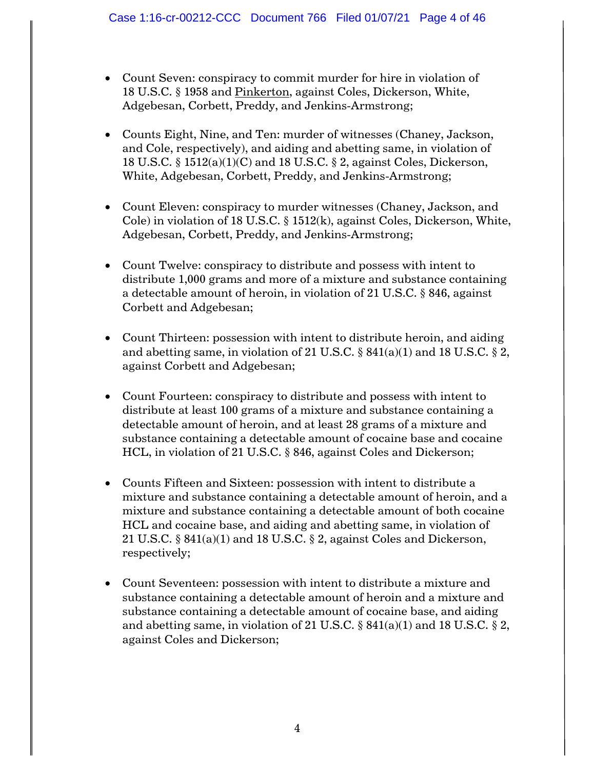- Count Seven: conspiracy to commit murder for hire in violation of 18 U.S.C. § 1958 and Pinkerton, against Coles, Dickerson, White, Adgebesan, Corbett, Preddy, and Jenkins-Armstrong;

- Counts Eight, Nine, and Ten: murder of witnesses (Chaney, Jackson, and Cole, respectively), and aiding and abetting same, in violation of 18 U.S.C. § 1512(a)(1)(C) and 18 U.S.C. § 2, against Coles, Dickerson, White, Adgebesan, Corbett, Preddy, and Jenkins-Armstrong;

- Count Eleven: conspiracy to murder witnesses (Chaney, Jackson, and Cole) in violation of 18 U.S.C. § 1512(k), against Coles, Dickerson, White, Adgebesan, Corbett, Preddy, and Jenkins-Armstrong;

- Count Twelve: conspiracy to distribute and possess with intent to distribute 1,000 grams and more of a mixture and substance containing a detectable amount of heroin, in violation of 21 U.S.C. § 846, against Corbett and Adgebesan;

- Count Thirteen: possession with intent to distribute heroin, and aiding and abetting same, in violation of 21 U.S.C. § 841(a)(1) and 18 U.S.C. § 2, against Corbett and Adgebesan;

- Count Fourteen: conspiracy to distribute and possess with intent to distribute at least 100 grams of a mixture and substance containing a detectable amount of heroin, and at least 28 grams of a mixture and substance containing a detectable amount of cocaine base and cocaine HCL, in violation of 21 U.S.C. § 846, against Coles and Dickerson;

- Counts Fifteen and Sixteen: possession with intent to distribute a mixture and substance containing a detectable amount of heroin, and a mixture and substance containing a detectable amount of both cocaine HCL and cocaine base, and aiding and abetting same, in violation of 21 U.S.C. § 841(a)(1) and 18 U.S.C. § 2, against Coles and Dickerson, respectively;

- Count Seventeen: possession with intent to distribute a mixture and substance containing a detectable amount of heroin and a mixture and substance containing a detectable amount of cocaine base, and aiding and abetting same, in violation of 21 U.S.C. § 841(a)(1) and 18 U.S.C. § 2, against Coles and Dickerson;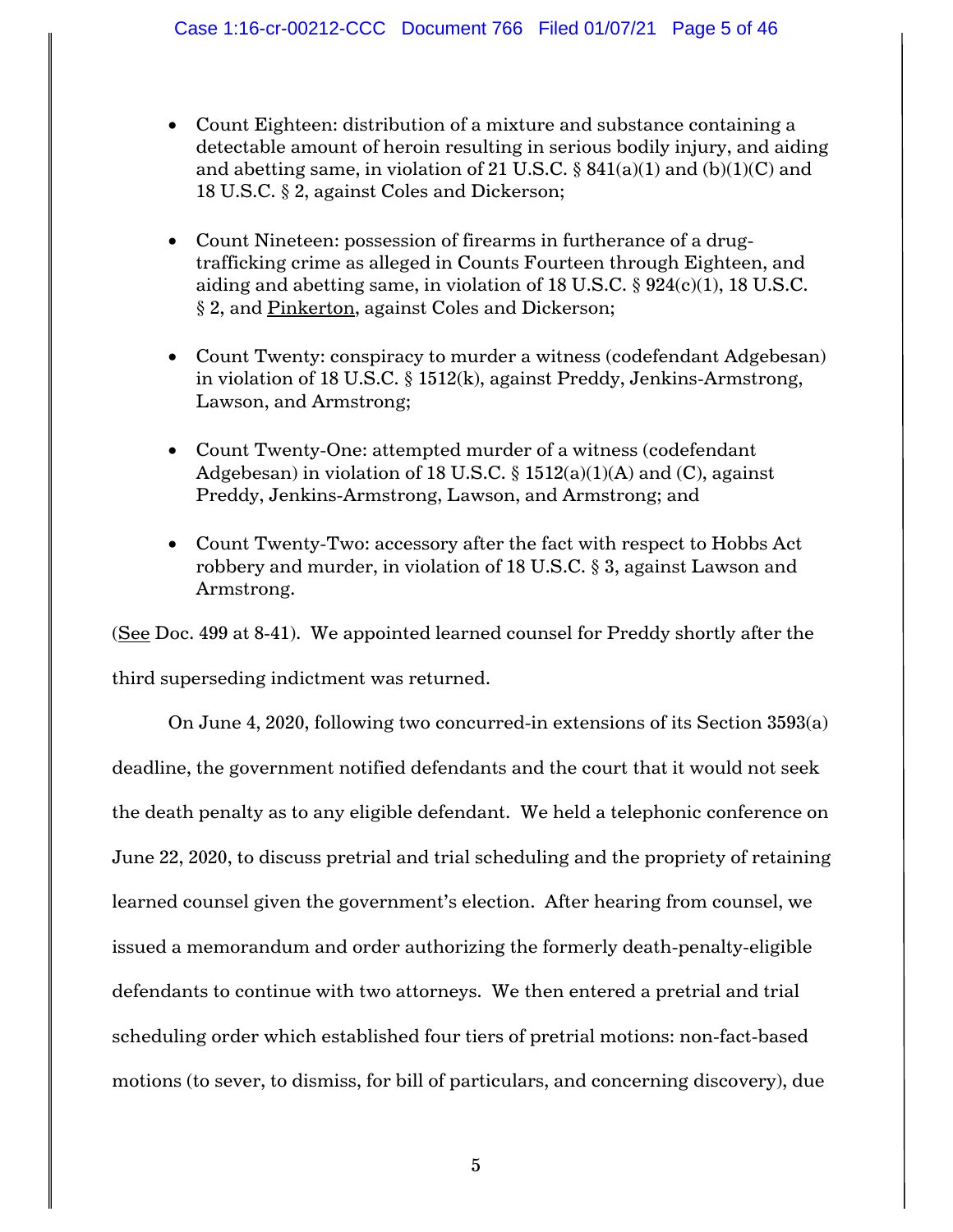- Count Eighteen: distribution of a mixture and substance containing a detectable amount of heroin resulting in serious bodily injury, and aiding and abetting same, in violation of 21 U.S.C. § 841(a)(1) and (b)(1)(C) and 18 U.S.C. § 2, against Coles and Dickerson;

- Count Nineteen: possession of firearms in furtherance of a drug-trafficking crime as alleged in Counts Fourteen through Eighteen, and aiding and abetting same, in violation of 18 U.S.C. § 924(c)(1), 18 U.S.C. § 2, and Pinkerton, against Coles and Dickerson;

- Count Twenty: conspiracy to murder a witness (codefendant Adgebesan) in violation of 18 U.S.C. § 1512(k), against Preddy, Jenkins-Armstrong, Lawson, and Armstrong;

- Count Twenty-One: attempted murder of a witness (codefendant Adgebesan) in violation of 18 U.S.C. § 1512(a)(1)(A) and (C), against Preddy, Jenkins-Armstrong, Lawson, and Armstrong; and

- Count Twenty-Two: accessory after the fact with respect to Hobbs Act robbery and murder, in violation of 18 U.S.C. § 3, against Lawson and Armstrong.

(See Doc. 499 at 8-41). We appointed learned counsel for Preddy shortly after the third superseding indictment was returned.

On June 4, 2020, following two concurred-in extensions of its Section 3593(a) deadline, the government notified defendants and the court that it would not seek the death penalty as to any eligible defendant. We held a telephonic conference on June 22, 2020, to discuss pretrial and trial scheduling and the propriety of retaining learned counsel given the government's election. After hearing from counsel, we issued a memorandum and order authorizing the formerly death-penalty-eligible defendants to continue with two attorneys. We then entered a pretrial and trial scheduling order which established four tiers of pretrial motions: non-fact-based motions (to sever, to dismiss, for bill of particulars, and concerning discovery), due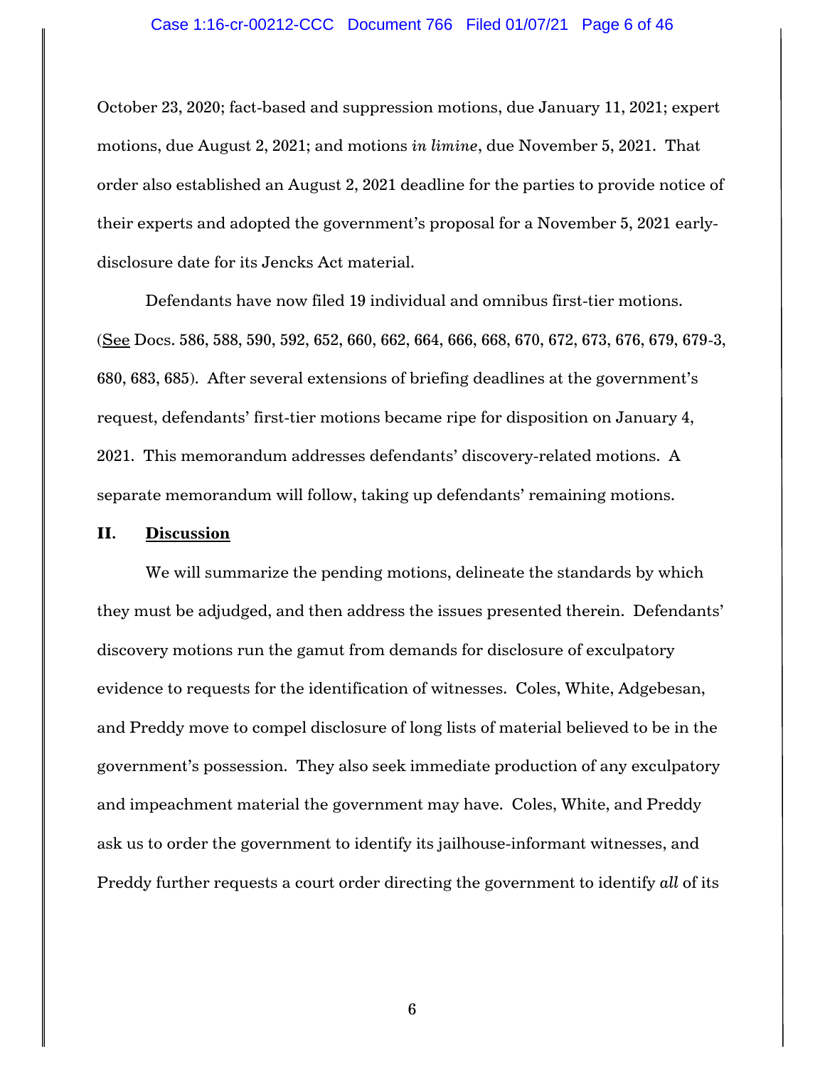October 23, 2020; fact-based and suppression motions, due January 11, 2021; expert motions, due August 2, 2021; and motions *in limine*, due November 5, 2021. That order also established an August 2, 2021 deadline for the parties to provide notice of their experts and adopted the government's proposal for a November 5, 2021 early-disclosure date for its Jencks Act material.

Defendants have now filed 19 individual and omnibus first-tier motions. (See Docs. 586, 588, 590, 592, 652, 660, 662, 664, 666, 668, 670, 672, 673, 676, 679, 679-3, 680, 683, 685). After several extensions of briefing deadlines at the government's request, defendants' first-tier motions became ripe for disposition on January 4, 2021. This memorandum addresses defendants' discovery-related motions. A separate memorandum will follow, taking up defendants' remaining motions.

## II. Discussion

We will summarize the pending motions, delineate the standards by which they must be adjudged, and then address the issues presented therein. Defendants' discovery motions run the gamut from demands for disclosure of exculpatory evidence to requests for the identification of witnesses. Coles, White, Adgebesan, and Preddy move to compel disclosure of long lists of material believed to be in the government's possession. They also seek immediate production of any exculpatory and impeachment material the government may have. Coles, White, and Preddy ask us to order the government to identify its jailhouse-informant witnesses, and Preddy further requests a court order directing the government to identify *all* of its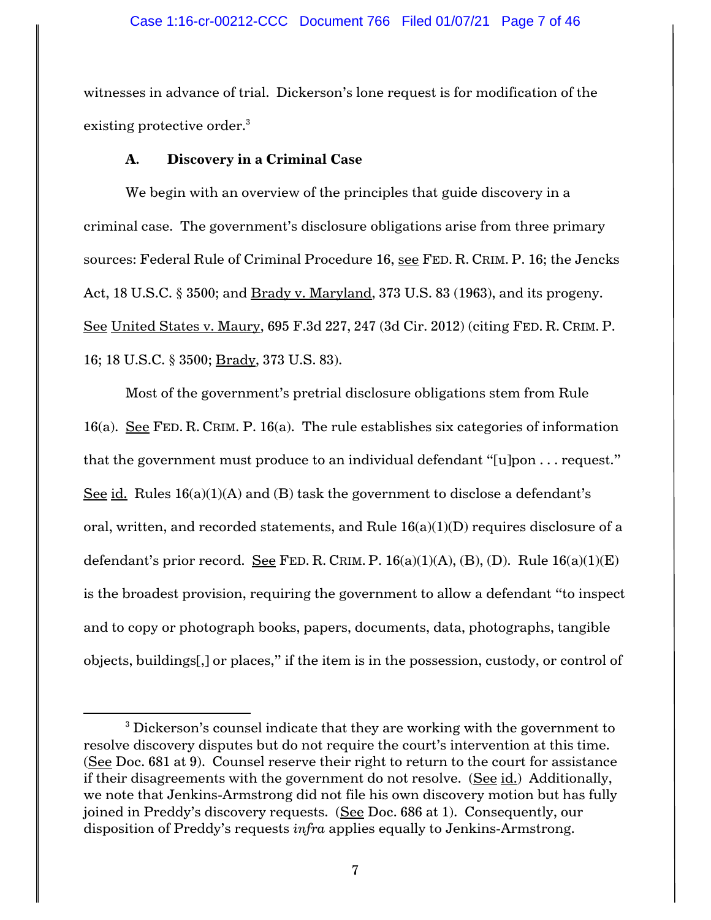witnesses in advance of trial. Dickerson's lone request is for modification of the existing protective order.[3]

### A. Discovery in a Criminal Case

We begin with an overview of the principles that guide discovery in a criminal case. The government's disclosure obligations arise from three primary sources: Federal Rule of Criminal Procedure 16, see FED. R. CRIM. P. 16; the Jencks Act, 18 U.S.C. § 3500; and Brady v. Maryland, 373 U.S. 83 (1963), and its progeny. See United States v. Maury, 695 F.3d 227, 247 (3d Cir. 2012) (citing FED. R. CRIM. P. 16; 18 U.S.C. § 3500; Brady, 373 U.S. 83).

Most of the government's pretrial disclosure obligations stem from Rule 16(a). See FED. R. CRIM. P. 16(a). The rule establishes six categories of information that the government must produce to an individual defendant "[u]pon . . . request." See id. Rules 16(a)(1)(A) and (B) task the government to disclose a defendant's oral, written, and recorded statements, and Rule 16(a)(1)(D) requires disclosure of a defendant's prior record. See FED. R. CRIM. P. 16(a)(1)(A), (B), (D). Rule 16(a)(1)(E) is the broadest provision, requiring the government to allow a defendant "to inspect and to copy or photograph books, papers, documents, data, photographs, tangible objects, buildings[,] or places," if the item is in the possession, custody, or control of

---

[3] Dickerson's counsel indicate that they are working with the government to resolve discovery disputes but do not require the court's intervention at this time. (See Doc. 681 at 9). Counsel reserve their right to return to the court for assistance if their disagreements with the government do not resolve. (See id.) Additionally, we note that Jenkins-Armstrong did not file his own discovery motion but has fully joined in Preddy's discovery requests. (See Doc. 686 at 1). Consequently, our disposition of Preddy's requests *infra* applies equally to Jenkins-Armstrong.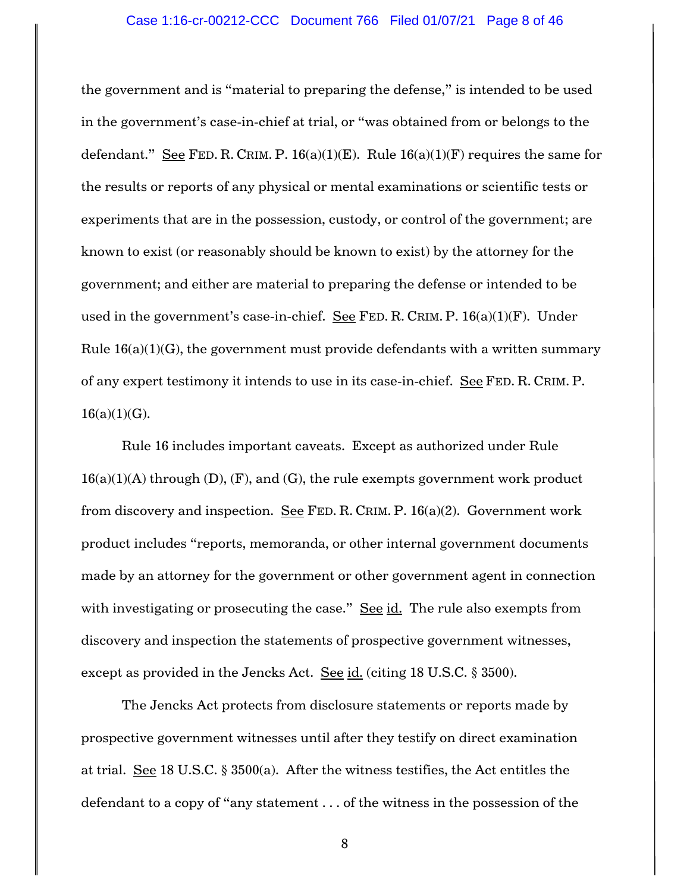the government and is "material to preparing the defense," is intended to be used in the government's case-in-chief at trial, or "was obtained from or belongs to the defendant." See FED. R. CRIM. P. 16(a)(1)(E). Rule 16(a)(1)(F) requires the same for the results or reports of any physical or mental examinations or scientific tests or experiments that are in the possession, custody, or control of the government; are known to exist (or reasonably should be known to exist) by the attorney for the government; and either are material to preparing the defense or intended to be used in the government's case-in-chief. See FED. R. CRIM. P. 16(a)(1)(F). Under Rule 16(a)(1)(G), the government must provide defendants with a written summary of any expert testimony it intends to use in its case-in-chief. See FED. R. CRIM. P. 16(a)(1)(G).

Rule 16 includes important caveats. Except as authorized under Rule 16(a)(1)(A) through (D), (F), and (G), the rule exempts government work product from discovery and inspection. See FED. R. CRIM. P. 16(a)(2). Government work product includes "reports, memoranda, or other internal government documents made by an attorney for the government or other government agent in connection with investigating or prosecuting the case." See id. The rule also exempts from discovery and inspection the statements of prospective government witnesses, except as provided in the Jencks Act. See id. (citing 18 U.S.C. § 3500).

The Jencks Act protects from disclosure statements or reports made by prospective government witnesses until after they testify on direct examination at trial. See 18 U.S.C. § 3500(a). After the witness testifies, the Act entitles the defendant to a copy of "any statement . . . of the witness in the possession of the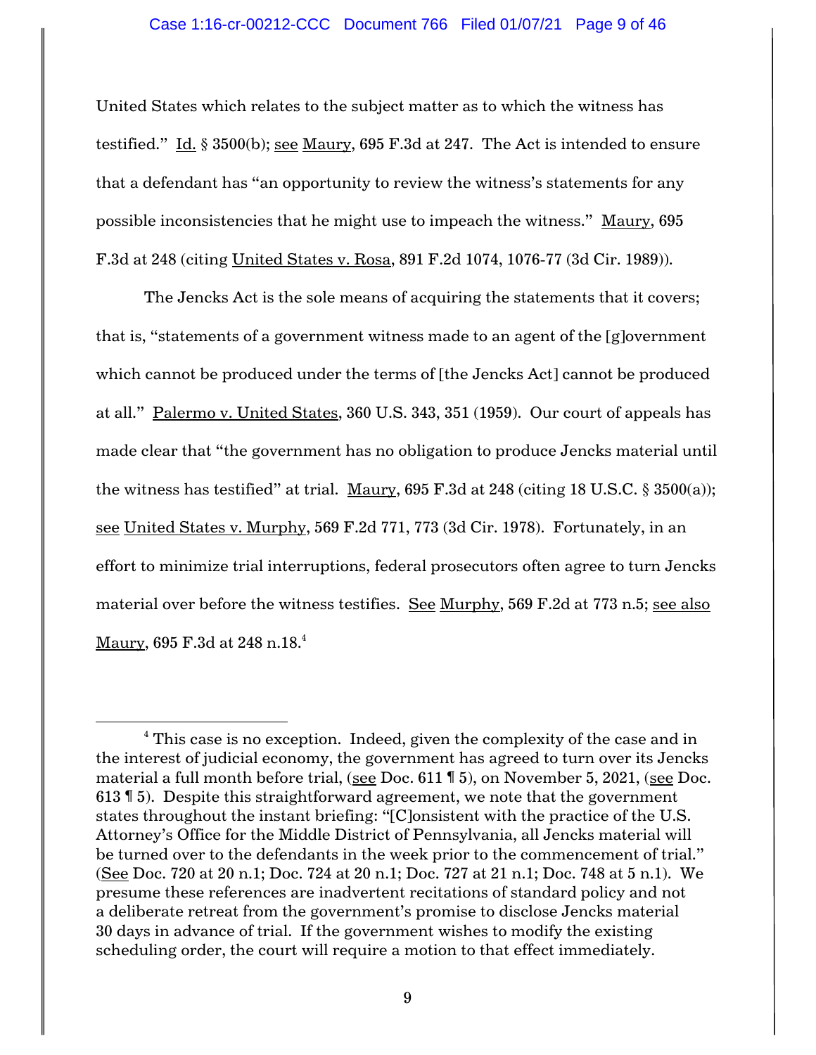United States which relates to the subject matter as to which the witness has testified." Id. § 3500(b); see Maury, 695 F.3d at 247. The Act is intended to ensure that a defendant has "an opportunity to review the witness's statements for any possible inconsistencies that he might use to impeach the witness." Maury, 695 F.3d at 248 (citing United States v. Rosa, 891 F.2d 1074, 1076-77 (3d Cir. 1989)).

The Jencks Act is the sole means of acquiring the statements that it covers; that is, "statements of a government witness made to an agent of the [g]overnment which cannot be produced under the terms of [the Jencks Act] cannot be produced at all." Palermo v. United States, 360 U.S. 343, 351 (1959). Our court of appeals has made clear that "the government has no obligation to produce Jencks material until the witness has testified" at trial. Maury, 695 F.3d at 248 (citing 18 U.S.C. § 3500(a)); see United States v. Murphy, 569 F.2d 771, 773 (3d Cir. 1978). Fortunately, in an effort to minimize trial interruptions, federal prosecutors often agree to turn Jencks material over before the witness testifies. See Murphy, 569 F.2d at 773 n.5; see also Maury, 695 F.3d at 248 n.18.[4]

---

[4] This case is no exception. Indeed, given the complexity of the case and in the interest of judicial economy, the government has agreed to turn over its Jencks material a full month before trial, (see Doc. 611 ¶ 5), on November 5, 2021, (see Doc. 613 ¶ 5). Despite this straightforward agreement, we note that the government states throughout the instant briefing: "[C]onsistent with the practice of the U.S. Attorney's Office for the Middle District of Pennsylvania, all Jencks material will be turned over to the defendants in the week prior to the commencement of trial." (See Doc. 720 at 20 n.1; Doc. 724 at 20 n.1; Doc. 727 at 21 n.1; Doc. 748 at 5 n.1). We presume these references are inadvertent recitations of standard policy and not a deliberate retreat from the government's promise to disclose Jencks material 30 days in advance of trial. If the government wishes to modify the existing scheduling order, the court will require a motion to that effect immediately.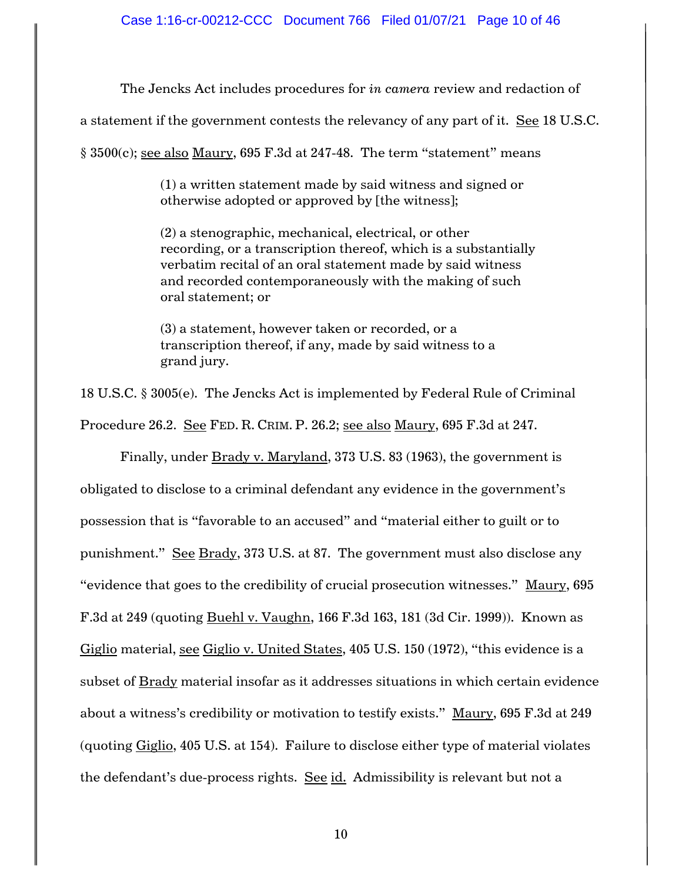The Jencks Act includes procedures for *in camera* review and redaction of a statement if the government contests the relevancy of any part of it. See 18 U.S.C. § 3500(c); see also Maury, 695 F.3d at 247-48. The term "statement" means

> (1) a written statement made by said witness and signed or otherwise adopted or approved by [the witness];
>
> (2) a stenographic, mechanical, electrical, or other recording, or a transcription thereof, which is a substantially verbatim recital of an oral statement made by said witness and recorded contemporaneously with the making of such oral statement; or
>
> (3) a statement, however taken or recorded, or a transcription thereof, if any, made by said witness to a grand jury.

18 U.S.C. § 3005(e). The Jencks Act is implemented by Federal Rule of Criminal Procedure 26.2. See FED. R. CRIM. P. 26.2; see also Maury, 695 F.3d at 247.

Finally, under Brady v. Maryland, 373 U.S. 83 (1963), the government is obligated to disclose to a criminal defendant any evidence in the government's possession that is "favorable to an accused" and "material either to guilt or to punishment." See Brady, 373 U.S. at 87. The government must also disclose any "evidence that goes to the credibility of crucial prosecution witnesses." Maury, 695 F.3d at 249 (quoting Buehl v. Vaughn, 166 F.3d 163, 181 (3d Cir. 1999)). Known as Giglio material, see Giglio v. United States, 405 U.S. 150 (1972), "this evidence is a subset of Brady material insofar as it addresses situations in which certain evidence about a witness's credibility or motivation to testify exists." Maury, 695 F.3d at 249 (quoting Giglio, 405 U.S. at 154). Failure to disclose either type of material violates the defendant's due-process rights. See id. Admissibility is relevant but not a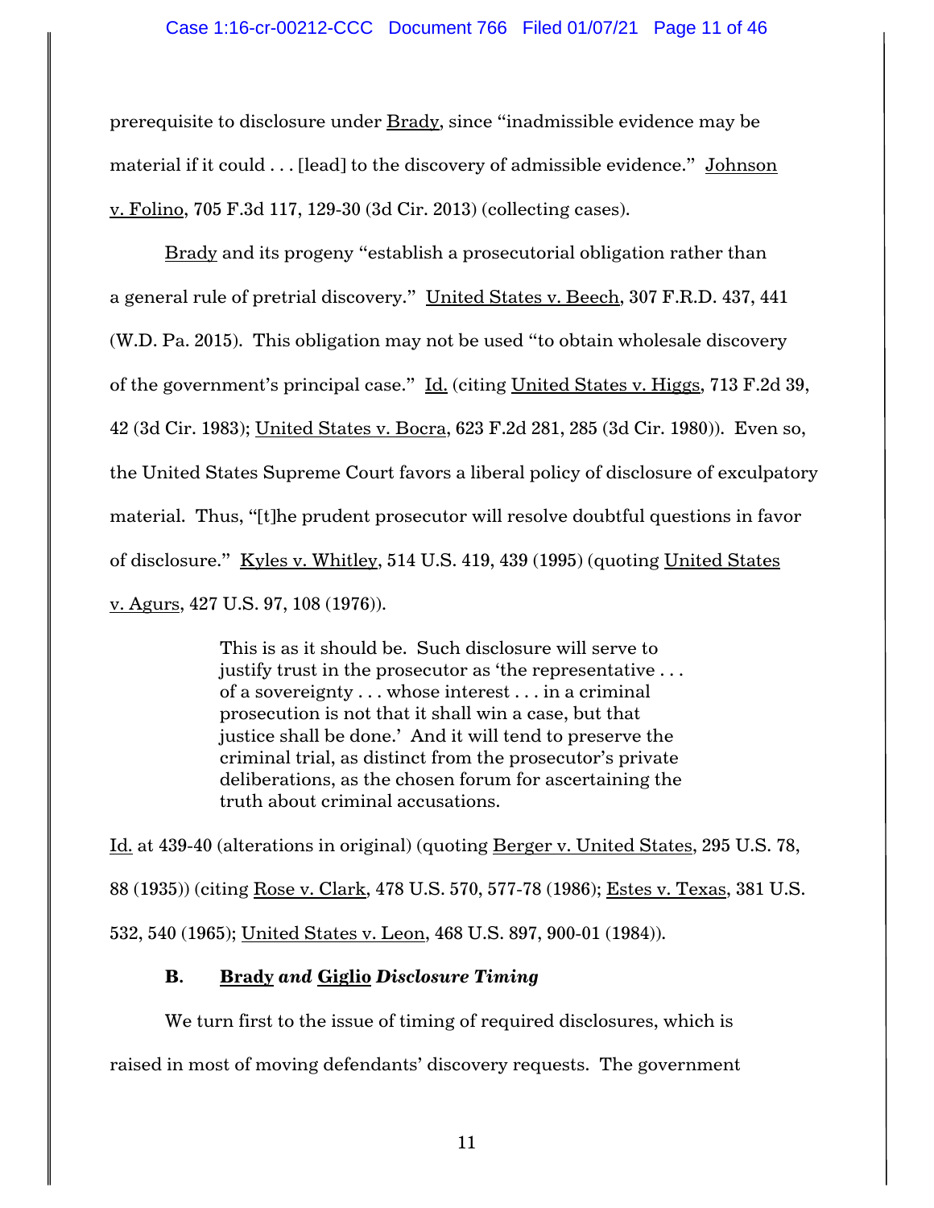prerequisite to disclosure under Brady, since "inadmissible evidence may be material if it could . . . [lead] to the discovery of admissible evidence." Johnson v. Folino, 705 F.3d 117, 129-30 (3d Cir. 2013) (collecting cases).

Brady and its progeny "establish a prosecutorial obligation rather than a general rule of pretrial discovery." United States v. Beech, 307 F.R.D. 437, 441 (W.D. Pa. 2015). This obligation may not be used "to obtain wholesale discovery of the government's principal case." Id. (citing United States v. Higgs, 713 F.2d 39, 42 (3d Cir. 1983); United States v. Bocra, 623 F.2d 281, 285 (3d Cir. 1980)). Even so, the United States Supreme Court favors a liberal policy of disclosure of exculpatory material. Thus, "[t]he prudent prosecutor will resolve doubtful questions in favor of disclosure." Kyles v. Whitley, 514 U.S. 419, 439 (1995) (quoting United States v. Agurs, 427 U.S. 97, 108 (1976)).

> This is as it should be. Such disclosure will serve to justify trust in the prosecutor as 'the representative . . . of a sovereignty . . . whose interest . . . in a criminal prosecution is not that it shall win a case, but that justice shall be done.' And it will tend to preserve the criminal trial, as distinct from the prosecutor's private deliberations, as the chosen forum for ascertaining the truth about criminal accusations.

Id. at 439-40 (alterations in original) (quoting Berger v. United States, 295 U.S. 78, 88 (1935)) (citing Rose v. Clark, 478 U.S. 570, 577-78 (1986); Estes v. Texas, 381 U.S. 532, 540 (1965); United States v. Leon, 468 U.S. 897, 900-01 (1984)).

### B. *Brady and Giglio Disclosure Timing*

We turn first to the issue of timing of required disclosures, which is raised in most of moving defendants' discovery requests. The government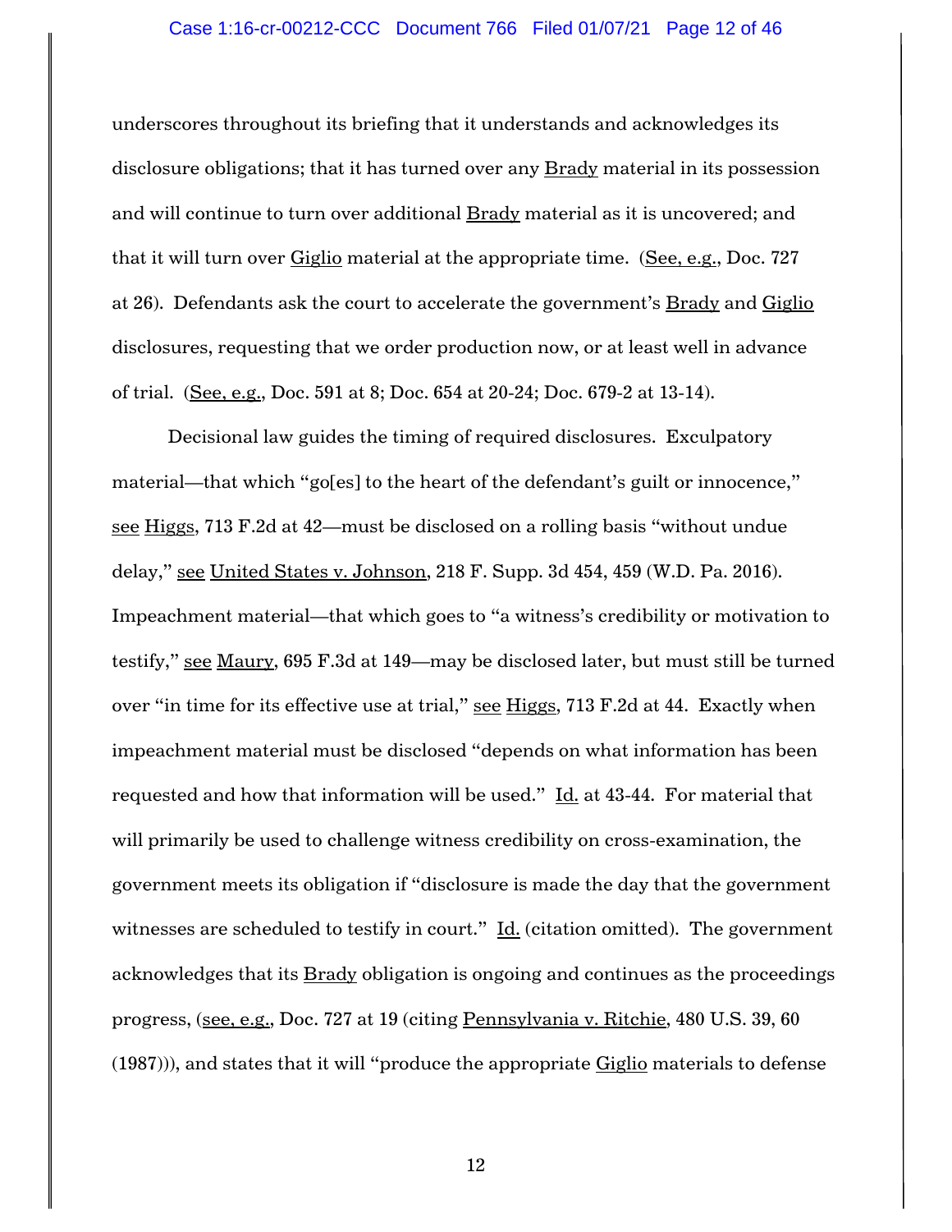underscores throughout its briefing that it understands and acknowledges its disclosure obligations; that it has turned over any Brady material in its possession and will continue to turn over additional Brady material as it is uncovered; and that it will turn over Giglio material at the appropriate time. (See, e.g., Doc. 727 at 26). Defendants ask the court to accelerate the government's Brady and Giglio disclosures, requesting that we order production now, or at least well in advance of trial. (See, e.g., Doc. 591 at 8; Doc. 654 at 20-24; Doc. 679-2 at 13-14).

Decisional law guides the timing of required disclosures. Exculpatory material—that which "go[es] to the heart of the defendant's guilt or innocence," see Higgs, 713 F.2d at 42—must be disclosed on a rolling basis "without undue delay," see United States v. Johnson, 218 F. Supp. 3d 454, 459 (W.D. Pa. 2016). Impeachment material—that which goes to "a witness's credibility or motivation to testify," see Maury, 695 F.3d at 149—may be disclosed later, but must still be turned over "in time for its effective use at trial," see Higgs, 713 F.2d at 44. Exactly when impeachment material must be disclosed "depends on what information has been requested and how that information will be used." Id. at 43-44. For material that will primarily be used to challenge witness credibility on cross-examination, the government meets its obligation if "disclosure is made the day that the government witnesses are scheduled to testify in court." Id. (citation omitted). The government acknowledges that its Brady obligation is ongoing and continues as the proceedings progress, (see, e.g., Doc. 727 at 19 (citing Pennsylvania v. Ritchie, 480 U.S. 39, 60 (1987))), and states that it will "produce the appropriate Giglio materials to defense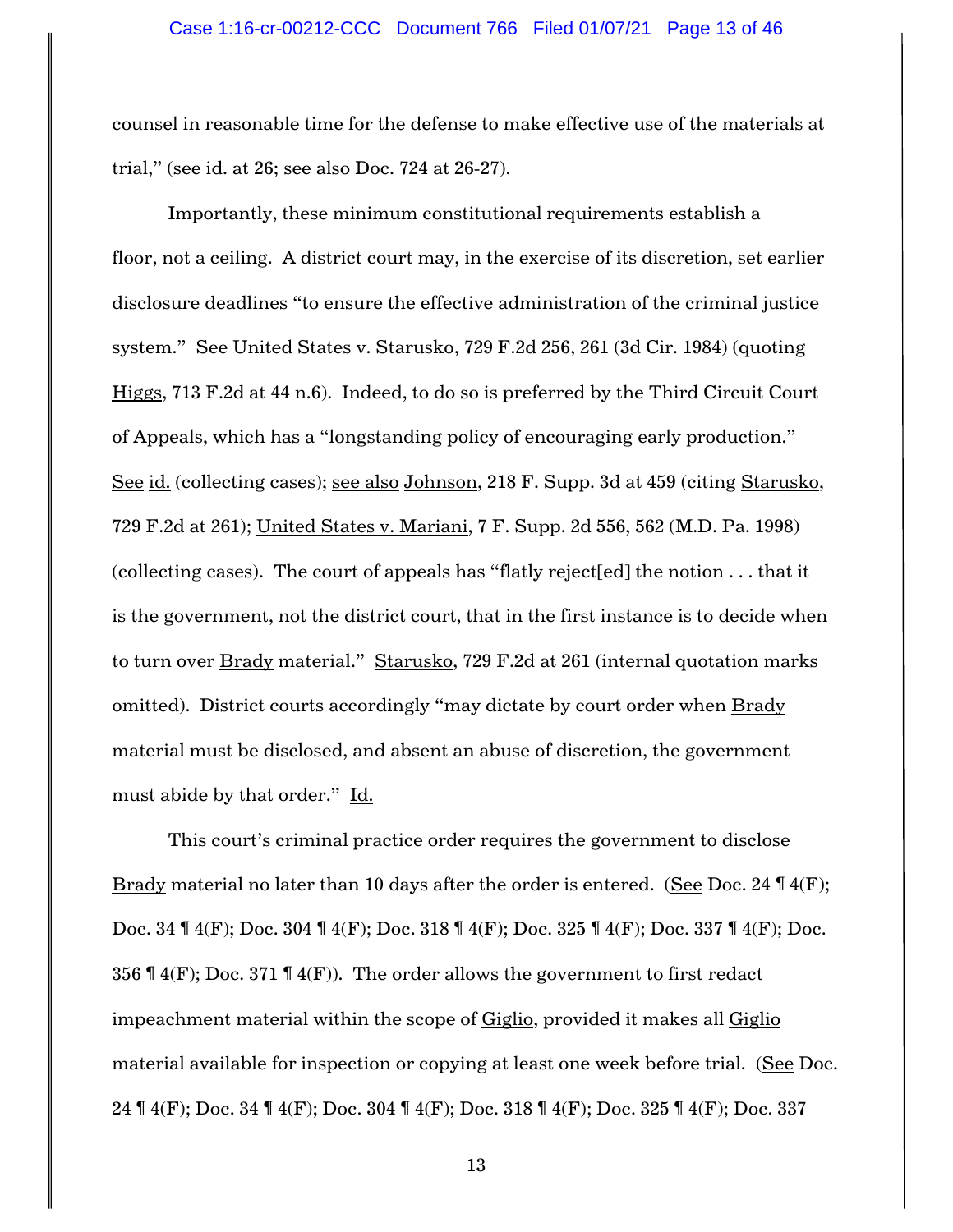counsel in reasonable time for the defense to make effective use of the materials at trial," (see id. at 26; see also Doc. 724 at 26-27).

Importantly, these minimum constitutional requirements establish a floor, not a ceiling. A district court may, in the exercise of its discretion, set earlier disclosure deadlines "to ensure the effective administration of the criminal justice system." See United States v. Starusko, 729 F.2d 256, 261 (3d Cir. 1984) (quoting Higgs, 713 F.2d at 44 n.6). Indeed, to do so is preferred by the Third Circuit Court of Appeals, which has a "longstanding policy of encouraging early production." See id. (collecting cases); see also Johnson, 218 F. Supp. 3d at 459 (citing Starusko, 729 F.2d at 261); United States v. Mariani, 7 F. Supp. 2d 556, 562 (M.D. Pa. 1998) (collecting cases). The court of appeals has "flatly reject[ed] the notion . . . that it is the government, not the district court, that in the first instance is to decide when to turn over Brady material." Starusko, 729 F.2d at 261 (internal quotation marks omitted). District courts accordingly "may dictate by court order when Brady material must be disclosed, and absent an abuse of discretion, the government must abide by that order." Id.

This court's criminal practice order requires the government to disclose Brady material no later than 10 days after the order is entered. (See Doc. 24 ¶ 4(F); Doc. 34 ¶ 4(F); Doc. 304 ¶ 4(F); Doc. 318 ¶ 4(F); Doc. 325 ¶ 4(F); Doc. 337 ¶ 4(F); Doc. 356 ¶ 4(F); Doc. 371 ¶ 4(F)). The order allows the government to first redact impeachment material within the scope of Giglio, provided it makes all Giglio material available for inspection or copying at least one week before trial. (See Doc. 24 ¶ 4(F); Doc. 34 ¶ 4(F); Doc. 304 ¶ 4(F); Doc. 318 ¶ 4(F); Doc. 325 ¶ 4(F); Doc. 337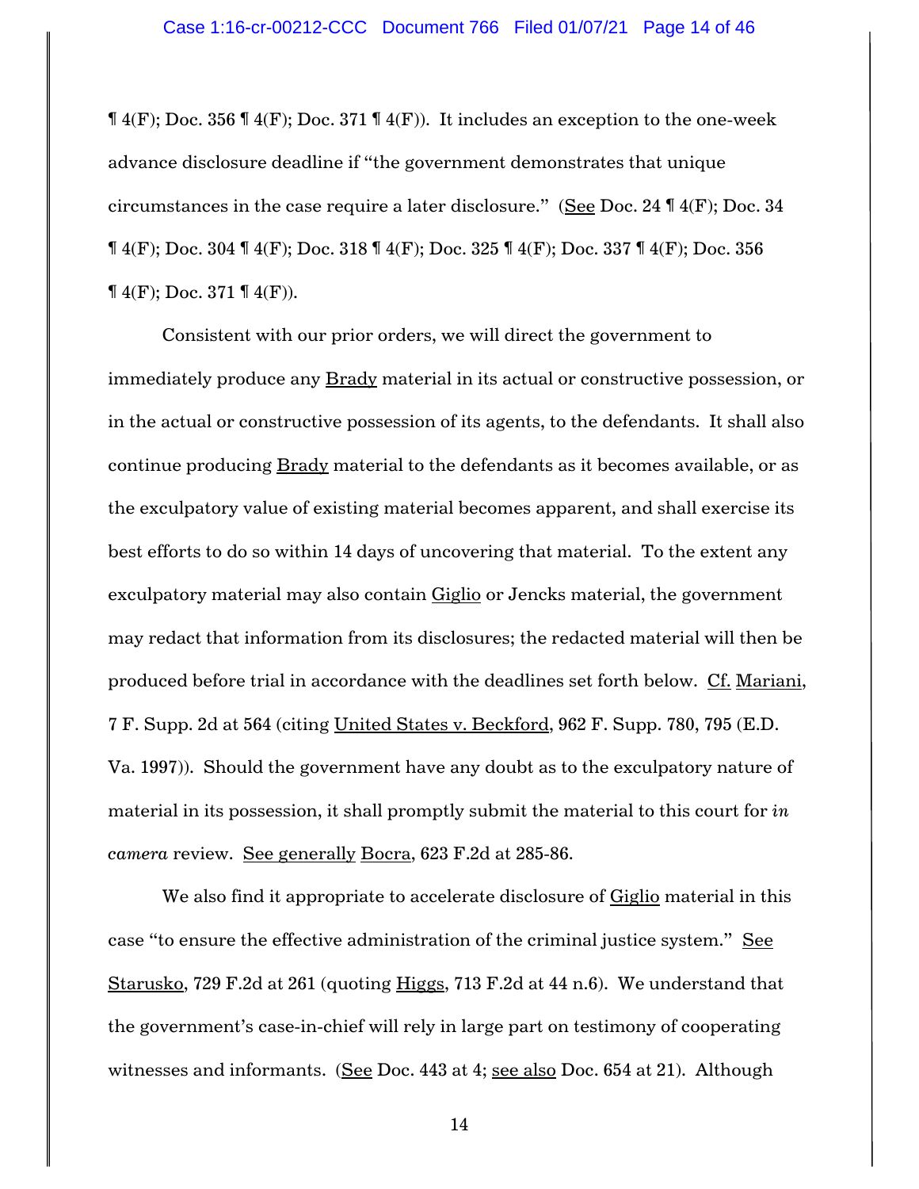¶ 4(F); Doc. 356 ¶ 4(F); Doc. 371 ¶ 4(F)). It includes an exception to the one-week advance disclosure deadline if "the government demonstrates that unique circumstances in the case require a later disclosure." (See Doc. 24 ¶ 4(F); Doc. 34 ¶ 4(F); Doc. 304 ¶ 4(F); Doc. 318 ¶ 4(F); Doc. 325 ¶ 4(F); Doc. 337 ¶ 4(F); Doc. 356 ¶ 4(F); Doc. 371 ¶ 4(F)).

Consistent with our prior orders, we will direct the government to immediately produce any Brady material in its actual or constructive possession, or in the actual or constructive possession of its agents, to the defendants. It shall also continue producing Brady material to the defendants as it becomes available, or as the exculpatory value of existing material becomes apparent, and shall exercise its best efforts to do so within 14 days of uncovering that material. To the extent any exculpatory material may also contain Giglio or Jencks material, the government may redact that information from its disclosures; the redacted material will then be produced before trial in accordance with the deadlines set forth below. Cf. Mariani, 7 F. Supp. 2d at 564 (citing United States v. Beckford, 962 F. Supp. 780, 795 (E.D. Va. 1997)). Should the government have any doubt as to the exculpatory nature of material in its possession, it shall promptly submit the material to this court for *in camera* review. See generally Bocra, 623 F.2d at 285-86.

We also find it appropriate to accelerate disclosure of Giglio material in this case "to ensure the effective administration of the criminal justice system." See Starusko, 729 F.2d at 261 (quoting Higgs, 713 F.2d at 44 n.6). We understand that the government's case-in-chief will rely in large part on testimony of cooperating witnesses and informants. (See Doc. 443 at 4; see also Doc. 654 at 21). Although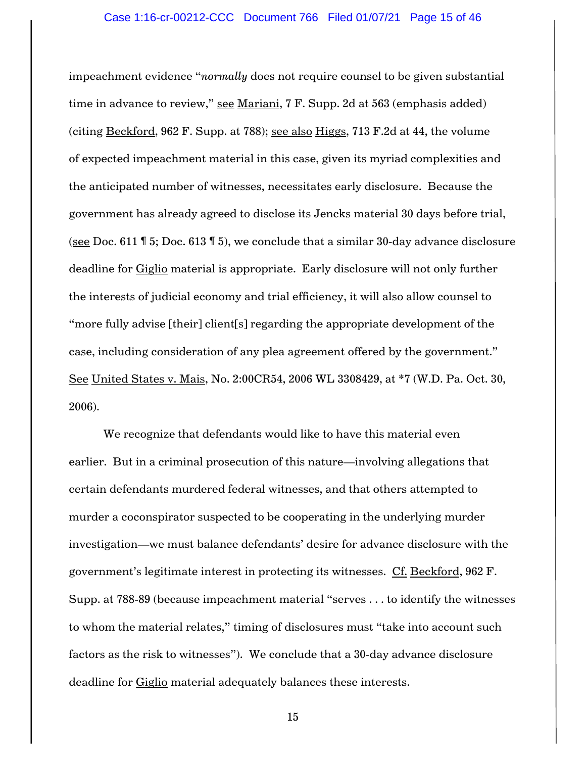impeachment evidence "*normally* does not require counsel to be given substantial time in advance to review," see Mariani, 7 F. Supp. 2d at 563 (emphasis added) (citing Beckford, 962 F. Supp. at 788); see also Higgs, 713 F.2d at 44, the volume of expected impeachment material in this case, given its myriad complexities and the anticipated number of witnesses, necessitates early disclosure. Because the government has already agreed to disclose its Jencks material 30 days before trial, (see Doc. 611 ¶ 5; Doc. 613 ¶ 5), we conclude that a similar 30-day advance disclosure deadline for Giglio material is appropriate. Early disclosure will not only further the interests of judicial economy and trial efficiency, it will also allow counsel to "more fully advise [their] client[s] regarding the appropriate development of the case, including consideration of any plea agreement offered by the government." See United States v. Mais, No. 2:00CR54, 2006 WL 3308429, at *7 (W.D. Pa. Oct. 30, 2006).

We recognize that defendants would like to have this material even earlier. But in a criminal prosecution of this nature—involving allegations that certain defendants murdered federal witnesses, and that others attempted to murder a coconspirator suspected to be cooperating in the underlying murder investigation—we must balance defendants' desire for advance disclosure with the government's legitimate interest in protecting its witnesses. Cf. Beckford, 962 F. Supp. at 788-89 (because impeachment material "serves . . . to identify the witnesses to whom the material relates," timing of disclosures must "take into account such factors as the risk to witnesses"). We conclude that a 30-day advance disclosure deadline for Giglio material adequately balances these interests.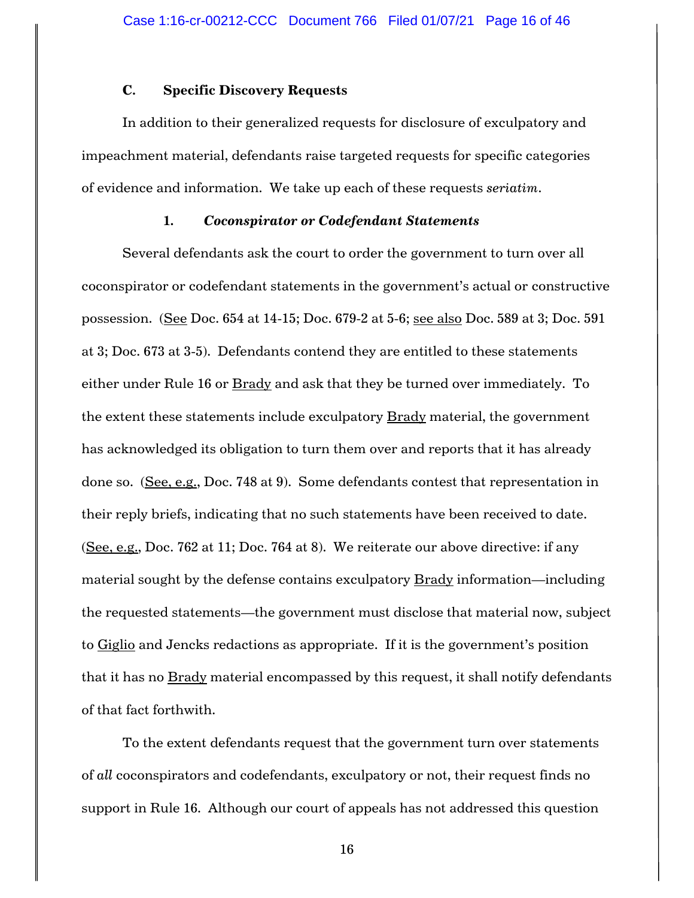### C. Specific Discovery Requests

In addition to their generalized requests for disclosure of exculpatory and impeachment material, defendants raise targeted requests for specific categories of evidence and information. We take up each of these requests *seriatim*.

#### 1. *Coconspirator or Codefendant Statements*

Several defendants ask the court to order the government to turn over all coconspirator or codefendant statements in the government's actual or constructive possession. (See Doc. 654 at 14-15; Doc. 679-2 at 5-6; see also Doc. 589 at 3; Doc. 591 at 3; Doc. 673 at 3-5). Defendants contend they are entitled to these statements either under Rule 16 or Brady and ask that they be turned over immediately. To the extent these statements include exculpatory Brady material, the government has acknowledged its obligation to turn them over and reports that it has already done so. (See, e.g., Doc. 748 at 9). Some defendants contest that representation in their reply briefs, indicating that no such statements have been received to date. (See, e.g., Doc. 762 at 11; Doc. 764 at 8). We reiterate our above directive: if any material sought by the defense contains exculpatory Brady information—including the requested statements—the government must disclose that material now, subject to Giglio and Jencks redactions as appropriate. If it is the government's position that it has no Brady material encompassed by this request, it shall notify defendants of that fact forthwith.

To the extent defendants request that the government turn over statements of *all* coconspirators and codefendants, exculpatory or not, their request finds no support in Rule 16. Although our court of appeals has not addressed this question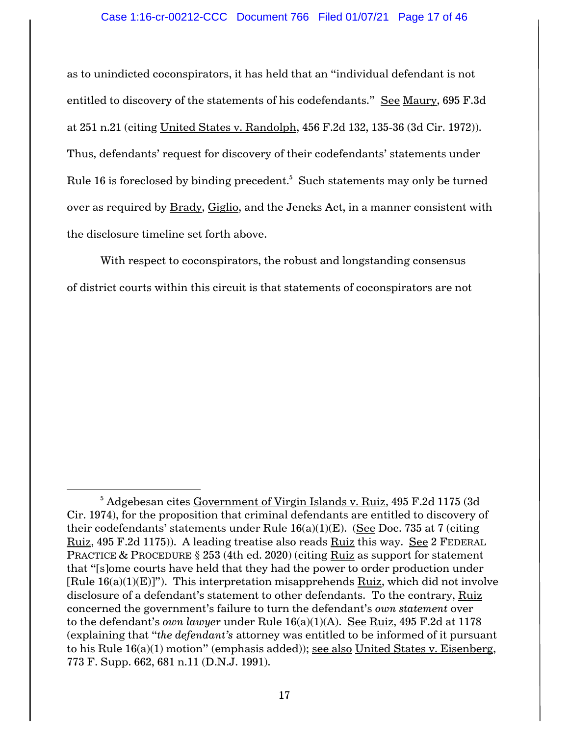as to unindicted coconspirators, it has held that an "individual defendant is not entitled to discovery of the statements of his codefendants." See Maury, 695 F.3d at 251 n.21 (citing United States v. Randolph, 456 F.2d 132, 135-36 (3d Cir. 1972)). Thus, defendants' request for discovery of their codefendants' statements under Rule 16 is foreclosed by binding precedent.[5] Such statements may only be turned over as required by Brady, Giglio, and the Jencks Act, in a manner consistent with the disclosure timeline set forth above.

With respect to coconspirators, the robust and longstanding consensus of district courts within this circuit is that statements of coconspirators are not

---

[5] Adgebesan cites Government of Virgin Islands v. Ruiz, 495 F.2d 1175 (3d Cir. 1974), for the proposition that criminal defendants are entitled to discovery of their codefendants' statements under Rule 16(a)(1)(E). (See Doc. 735 at 7 (citing Ruiz, 495 F.2d 1175)). A leading treatise also reads Ruiz this way. See 2 FEDERAL PRACTICE & PROCEDURE § 253 (4th ed. 2020) (citing Ruiz as support for statement that "[s]ome courts have held that they had the power to order production under [Rule 16(a)(1)(E)]"). This interpretation misapprehends Ruiz, which did not involve disclosure of a defendant's statement to other defendants. To the contrary, Ruiz concerned the government's failure to turn the defendant's *own statement* over to the defendant's *own lawyer* under Rule 16(a)(1)(A). See Ruiz, 495 F.2d at 1178 (explaining that "*the defendant's* attorney was entitled to be informed of it pursuant to his Rule 16(a)(1) motion" (emphasis added)); see also United States v. Eisenberg, 773 F. Supp. 662, 681 n.11 (D.N.J. 1991).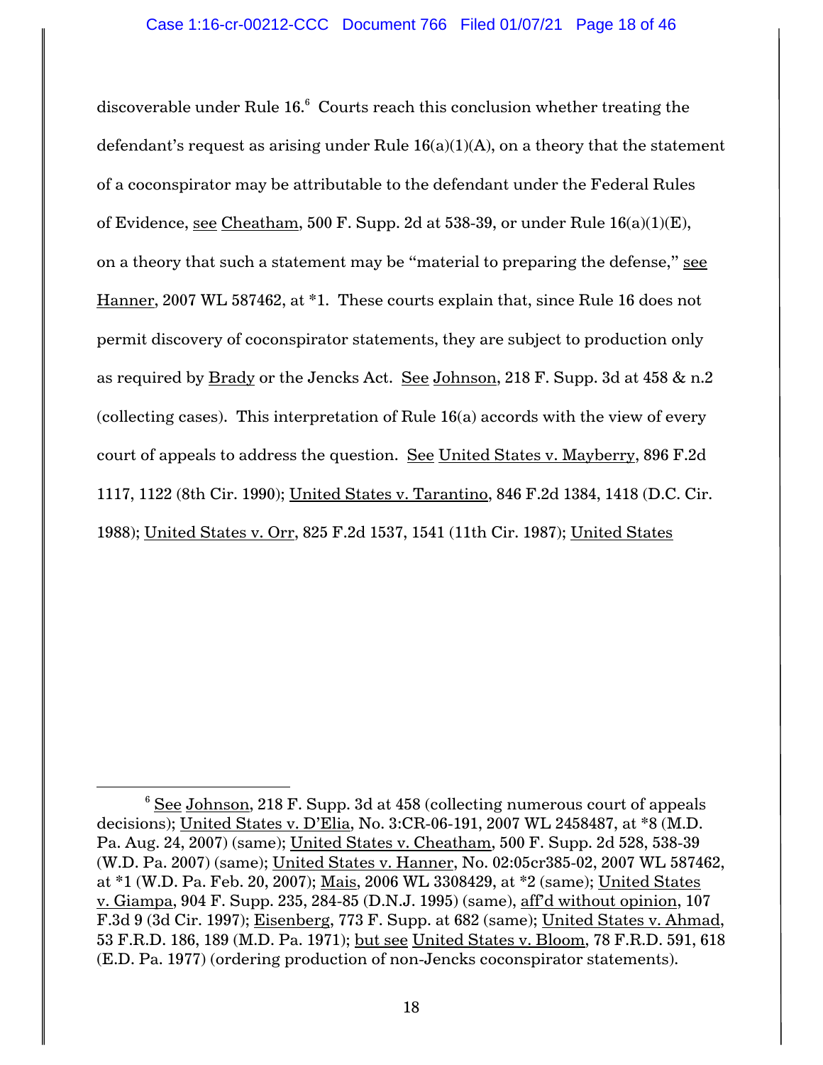discoverable under Rule 16.[6] Courts reach this conclusion whether treating the defendant's request as arising under Rule 16(a)(1)(A), on a theory that the statement of a coconspirator may be attributable to the defendant under the Federal Rules of Evidence, see Cheatham, 500 F. Supp. 2d at 538-39, or under Rule 16(a)(1)(E), on a theory that such a statement may be "material to preparing the defense," see Hanner, 2007 WL 587462, at *1. These courts explain that, since Rule 16 does not permit discovery of coconspirator statements, they are subject to production only as required by Brady or the Jencks Act. See Johnson, 218 F. Supp. 3d at 458 & n.2 (collecting cases). This interpretation of Rule 16(a) accords with the view of every court of appeals to address the question. See United States v. Mayberry, 896 F.2d 1117, 1122 (8th Cir. 1990); United States v. Tarantino, 846 F.2d 1384, 1418 (D.C. Cir. 1988); United States v. Orr, 825 F.2d 1537, 1541 (11th Cir. 1987); United States

---

[6] See Johnson, 218 F. Supp. 3d at 458 (collecting numerous court of appeals decisions); United States v. D'Elia, No. 3:CR-06-191, 2007 WL 2458487, at *8 (M.D. Pa. Aug. 24, 2007) (same); United States v. Cheatham, 500 F. Supp. 2d 528, 538-39 (W.D. Pa. 2007) (same); United States v. Hanner, No. 02:05cr385-02, 2007 WL 587462, at *1 (W.D. Pa. Feb. 20, 2007); Mais, 2006 WL 3308429, at *2 (same); United States v. Giampa, 904 F. Supp. 235, 284-85 (D.N.J. 1995) (same), aff'd without opinion, 107 F.3d 9 (3d Cir. 1997); Eisenberg, 773 F. Supp. at 682 (same); United States v. Ahmad, 53 F.R.D. 186, 189 (M.D. Pa. 1971); but see United States v. Bloom, 78 F.R.D. 591, 618 (E.D. Pa. 1977) (ordering production of non-Jencks coconspirator statements).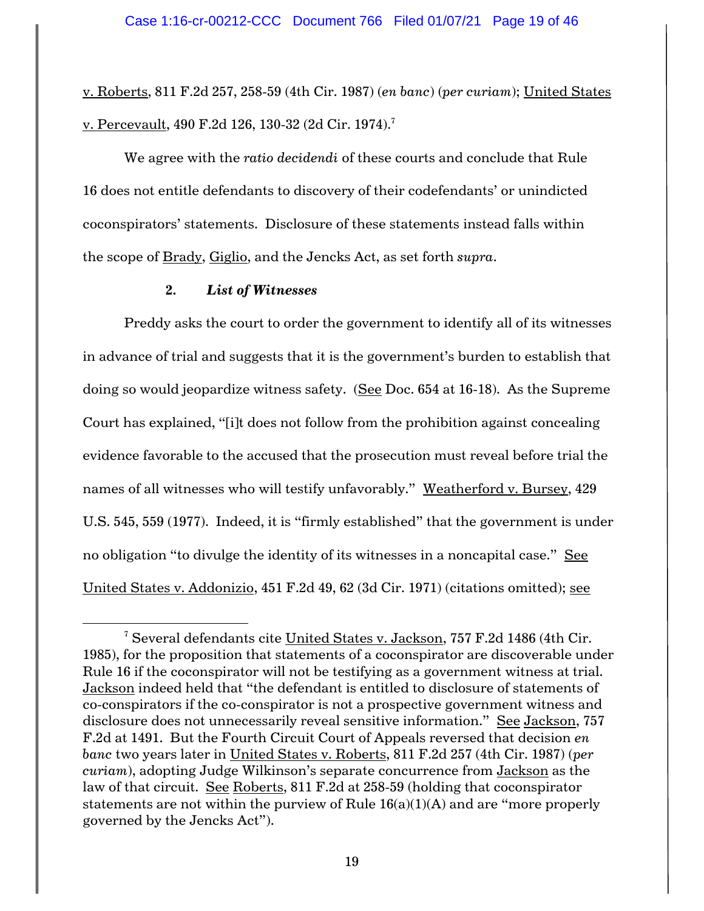v. Roberts, 811 F.2d 257, 258-59 (4th Cir. 1987) (*en banc*) (*per curiam*); United States v. Percevault, 490 F.2d 126, 130-32 (2d Cir. 1974).[7]

We agree with the *ratio decidendi* of these courts and conclude that Rule 16 does not entitle defendants to discovery of their codefendants' or unindicted coconspirators' statements. Disclosure of these statements instead falls within the scope of Brady, Giglio, and the Jencks Act, as set forth *supra*.

### 2. *List of Witnesses*

Preddy asks the court to order the government to identify all of its witnesses in advance of trial and suggests that it is the government's burden to establish that doing so would jeopardize witness safety. (See Doc. 654 at 16-18). As the Supreme Court has explained, "[i]t does not follow from the prohibition against concealing evidence favorable to the accused that the prosecution must reveal before trial the names of all witnesses who will testify unfavorably." Weatherford v. Bursey, 429 U.S. 545, 559 (1977). Indeed, it is "firmly established" that the government is under no obligation "to divulge the identity of its witnesses in a noncapital case." See United States v. Addonizio, 451 F.2d 49, 62 (3d Cir. 1971) (citations omitted); see

[7] Several defendants cite United States v. Jackson, 757 F.2d 1486 (4th Cir. 1985), for the proposition that statements of a coconspirator are discoverable under Rule 16 if the coconspirator will not be testifying as a government witness at trial. Jackson indeed held that "the defendant is entitled to disclosure of statements of co-conspirators if the co-conspirator is not a prospective government witness and disclosure does not unnecessarily reveal sensitive information." See Jackson, 757 F.2d at 1491. But the Fourth Circuit Court of Appeals reversed that decision *en banc* two years later in United States v. Roberts, 811 F.2d 257 (4th Cir. 1987) (*per curiam*), adopting Judge Wilkinson's separate concurrence from Jackson as the law of that circuit. See Roberts, 811 F.2d at 258-59 (holding that coconspirator statements are not within the purview of Rule 16(a)(1)(A) and are "more properly governed by the Jencks Act").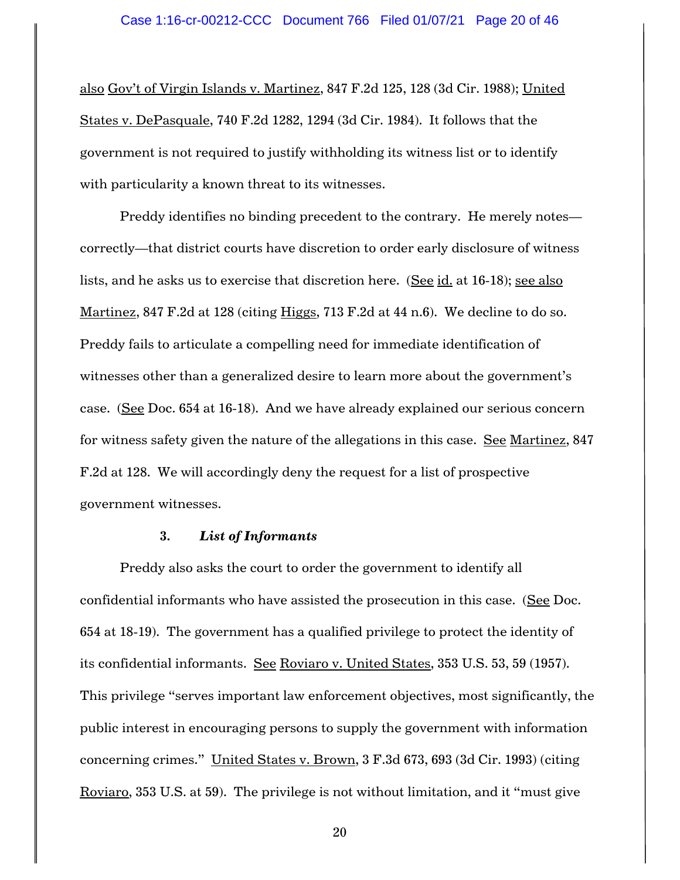also Gov't of Virgin Islands v. Martinez, 847 F.2d 125, 128 (3d Cir. 1988); United States v. DePasquale, 740 F.2d 1282, 1294 (3d Cir. 1984). It follows that the government is not required to justify withholding its witness list or to identify with particularity a known threat to its witnesses.

Preddy identifies no binding precedent to the contrary. He merely notes—correctly—that district courts have discretion to order early disclosure of witness lists, and he asks us to exercise that discretion here. (See id. at 16-18); see also Martinez, 847 F.2d at 128 (citing Higgs, 713 F.2d at 44 n.6). We decline to do so. Preddy fails to articulate a compelling need for immediate identification of witnesses other than a generalized desire to learn more about the government's case. (See Doc. 654 at 16-18). And we have already explained our serious concern for witness safety given the nature of the allegations in this case. See Martinez, 847 F.2d at 128. We will accordingly deny the request for a list of prospective government witnesses.

### 3. *List of Informants*

Preddy also asks the court to order the government to identify all confidential informants who have assisted the prosecution in this case. (See Doc. 654 at 18-19). The government has a qualified privilege to protect the identity of its confidential informants. See Roviaro v. United States, 353 U.S. 53, 59 (1957). This privilege "serves important law enforcement objectives, most significantly, the public interest in encouraging persons to supply the government with information concerning crimes." United States v. Brown, 3 F.3d 673, 693 (3d Cir. 1993) (citing Roviaro, 353 U.S. at 59). The privilege is not without limitation, and it "must give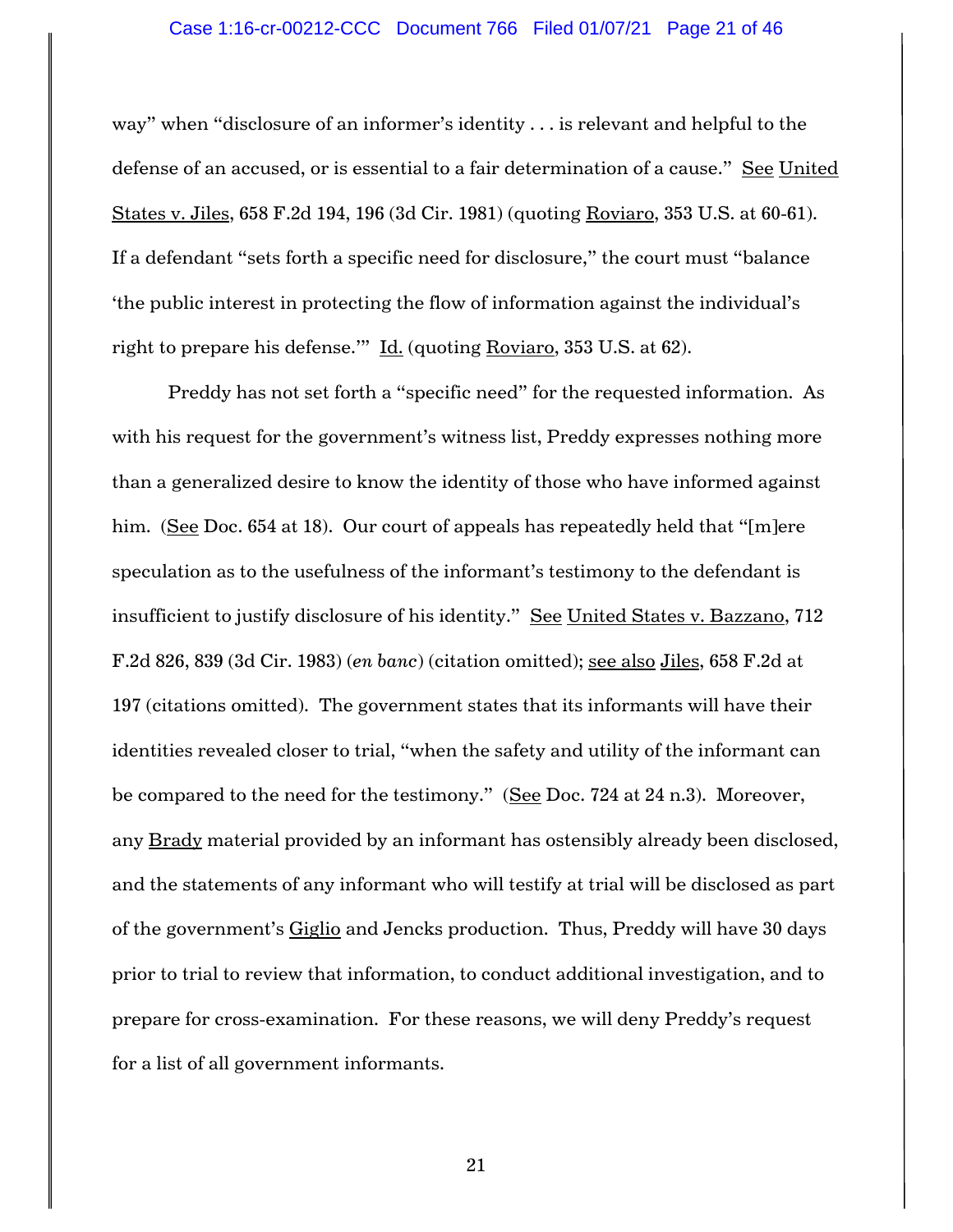way" when "disclosure of an informer's identity . . . is relevant and helpful to the defense of an accused, or is essential to a fair determination of a cause." See United States v. Jiles, 658 F.2d 194, 196 (3d Cir. 1981) (quoting Roviaro, 353 U.S. at 60-61). If a defendant "sets forth a specific need for disclosure," the court must "balance 'the public interest in protecting the flow of information against the individual's right to prepare his defense.'" Id. (quoting Roviaro, 353 U.S. at 62).

Preddy has not set forth a "specific need" for the requested information. As with his request for the government's witness list, Preddy expresses nothing more than a generalized desire to know the identity of those who have informed against him. (See Doc. 654 at 18). Our court of appeals has repeatedly held that "[m]ere speculation as to the usefulness of the informant's testimony to the defendant is insufficient to justify disclosure of his identity." See United States v. Bazzano, 712 F.2d 826, 839 (3d Cir. 1983) (*en banc*) (citation omitted); see also Jiles, 658 F.2d at 197 (citations omitted). The government states that its informants will have their identities revealed closer to trial, "when the safety and utility of the informant can be compared to the need for the testimony." (See Doc. 724 at 24 n.3). Moreover, any Brady material provided by an informant has ostensibly already been disclosed, and the statements of any informant who will testify at trial will be disclosed as part of the government's Giglio and Jencks production. Thus, Preddy will have 30 days prior to trial to review that information, to conduct additional investigation, and to prepare for cross-examination. For these reasons, we will deny Preddy's request for a list of all government informants.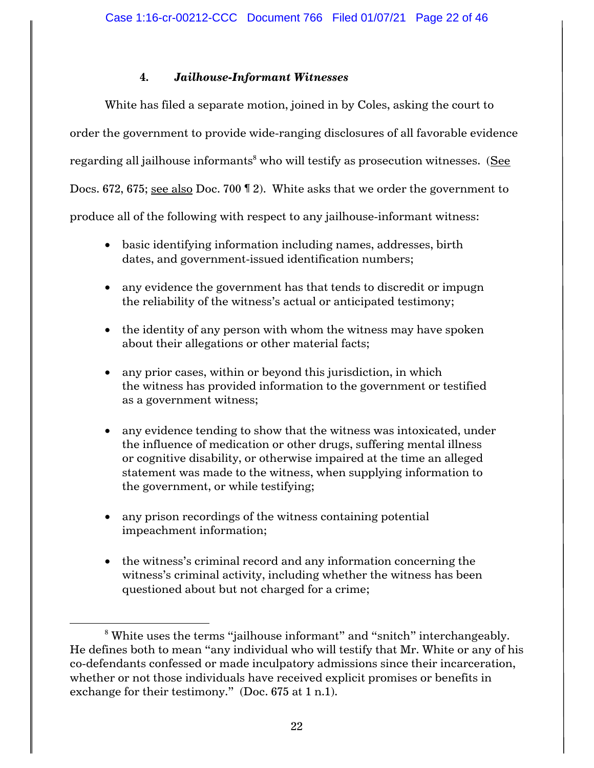#### 4. ***Jailhouse-Informant Witnesses***

White has filed a separate motion, joined in by Coles, asking the court to order the government to provide wide-ranging disclosures of all favorable evidence regarding all jailhouse informants[8] who will testify as prosecution witnesses. (See Docs. 672, 675; see also Doc. 700 ¶ 2). White asks that we order the government to produce all of the following with respect to any jailhouse-informant witness:

- basic identifying information including names, addresses, birth dates, and government-issued identification numbers;
- any evidence the government has that tends to discredit or impugn the reliability of the witness's actual or anticipated testimony;
- the identity of any person with whom the witness may have spoken about their allegations or other material facts;
- any prior cases, within or beyond this jurisdiction, in which the witness has provided information to the government or testified as a government witness;
- any evidence tending to show that the witness was intoxicated, under the influence of medication or other drugs, suffering mental illness or cognitive disability, or otherwise impaired at the time an alleged statement was made to the witness, when supplying information to the government, or while testifying;
- any prison recordings of the witness containing potential impeachment information;
- the witness's criminal record and any information concerning the witness's criminal activity, including whether the witness has been questioned about but not charged for a crime;

---

[8] White uses the terms "jailhouse informant" and "snitch" interchangeably. He defines both to mean "any individual who will testify that Mr. White or any of his co-defendants confessed or made inculpatory admissions since their incarceration, whether or not those individuals have received explicit promises or benefits in exchange for their testimony." (Doc. 675 at 1 n.1).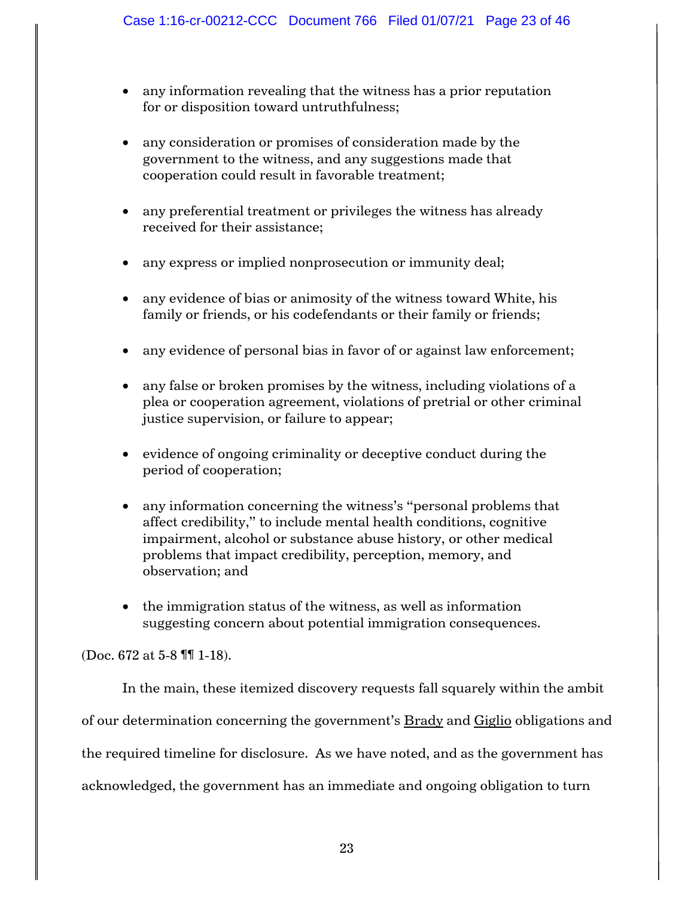- any information revealing that the witness has a prior reputation for or disposition toward untruthfulness;

- any consideration or promises of consideration made by the government to the witness, and any suggestions made that cooperation could result in favorable treatment;

- any preferential treatment or privileges the witness has already received for their assistance;

- any express or implied nonprosecution or immunity deal;

- any evidence of bias or animosity of the witness toward White, his family or friends, or his codefendants or their family or friends;

- any evidence of personal bias in favor of or against law enforcement;

- any false or broken promises by the witness, including violations of a plea or cooperation agreement, violations of pretrial or other criminal justice supervision, or failure to appear;

- evidence of ongoing criminality or deceptive conduct during the period of cooperation;

- any information concerning the witness's "personal problems that affect credibility," to include mental health conditions, cognitive impairment, alcohol or substance abuse history, or other medical problems that impact credibility, perception, memory, and observation; and

- the immigration status of the witness, as well as information suggesting concern about potential immigration consequences.

(Doc. 672 at 5-8 ¶¶ 1-18).

In the main, these itemized discovery requests fall squarely within the ambit of our determination concerning the government's Brady and Giglio obligations and the required timeline for disclosure. As we have noted, and as the government has acknowledged, the government has an immediate and ongoing obligation to turn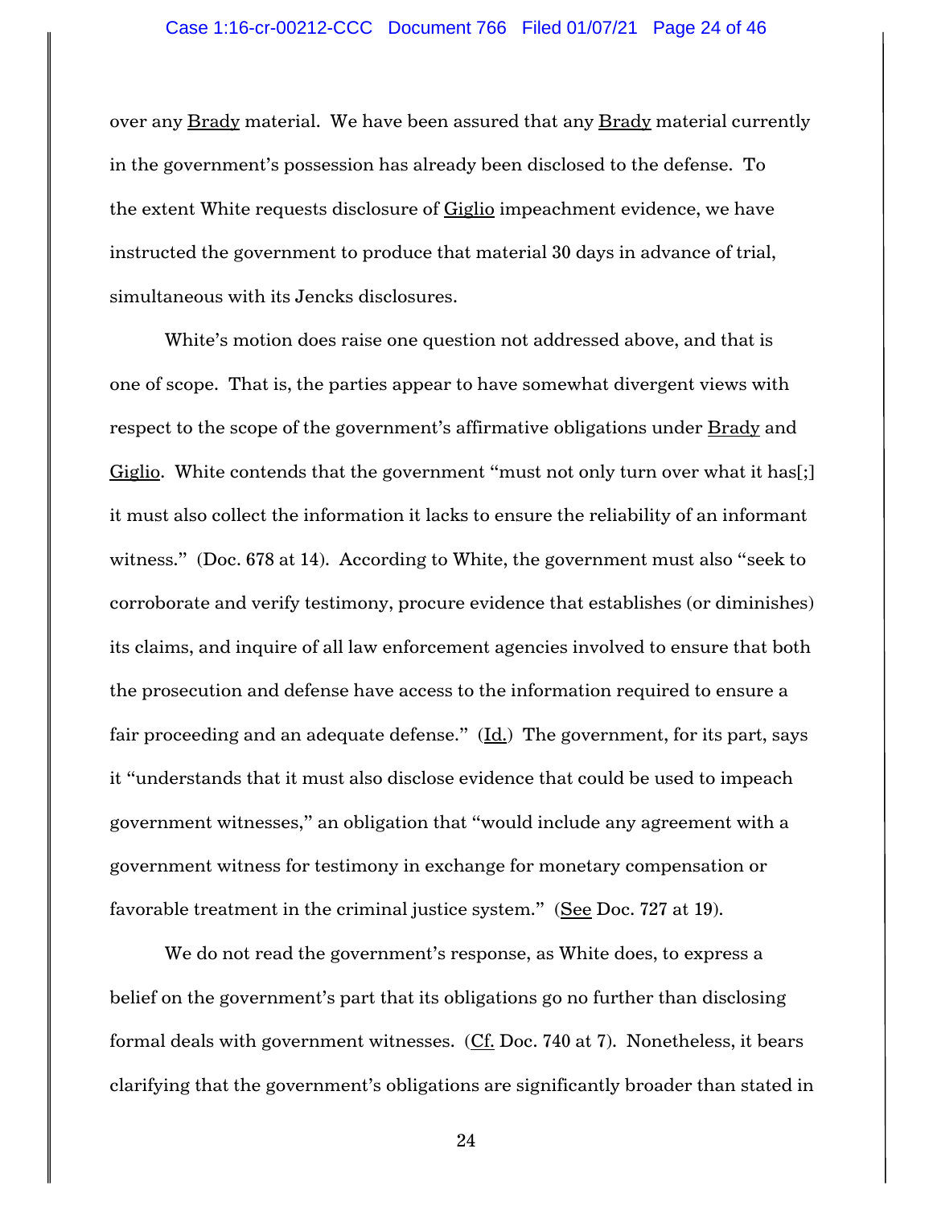over any Brady material. We have been assured that any Brady material currently in the government's possession has already been disclosed to the defense. To the extent White requests disclosure of Giglio impeachment evidence, we have instructed the government to produce that material 30 days in advance of trial, simultaneous with its Jencks disclosures.

White's motion does raise one question not addressed above, and that is one of scope. That is, the parties appear to have somewhat divergent views with respect to the scope of the government's affirmative obligations under Brady and Giglio. White contends that the government "must not only turn over what it has[;] it must also collect the information it lacks to ensure the reliability of an informant witness." (Doc. 678 at 14). According to White, the government must also "seek to corroborate and verify testimony, procure evidence that establishes (or diminishes) its claims, and inquire of all law enforcement agencies involved to ensure that both the prosecution and defense have access to the information required to ensure a fair proceeding and an adequate defense." (Id.) The government, for its part, says it "understands that it must also disclose evidence that could be used to impeach government witnesses," an obligation that "would include any agreement with a government witness for testimony in exchange for monetary compensation or favorable treatment in the criminal justice system." (See Doc. 727 at 19).

We do not read the government's response, as White does, to express a belief on the government's part that its obligations go no further than disclosing formal deals with government witnesses. (Cf. Doc. 740 at 7). Nonetheless, it bears clarifying that the government's obligations are significantly broader than stated in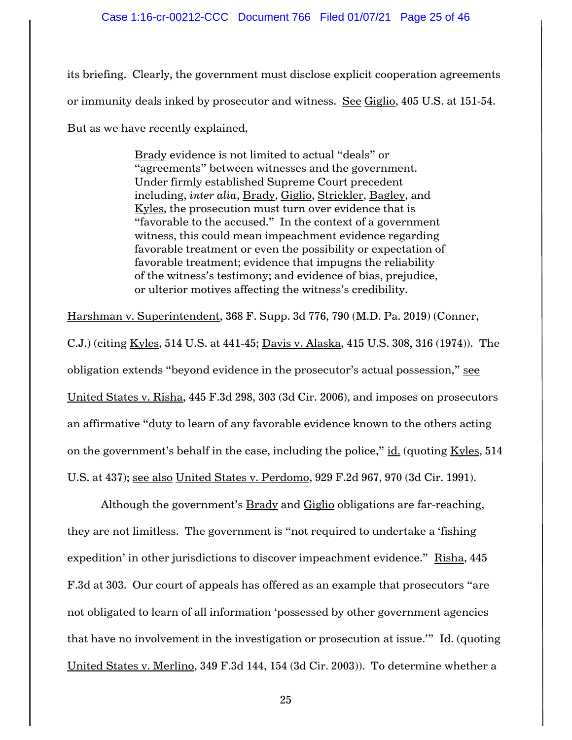its briefing. Clearly, the government must disclose explicit cooperation agreements or immunity deals inked by prosecutor and witness. See Giglio, 405 U.S. at 151-54. But as we have recently explained,

> Brady evidence is not limited to actual "deals" or "agreements" between witnesses and the government. Under firmly established Supreme Court precedent including, *inter alia*, Brady, Giglio, Strickler, Bagley, and Kyles, the prosecution must turn over evidence that is "favorable to the accused." In the context of a government witness, this could mean impeachment evidence regarding favorable treatment or even the possibility or expectation of favorable treatment; evidence that impugns the reliability of the witness's testimony; and evidence of bias, prejudice, or ulterior motives affecting the witness's credibility.

Harshman v. Superintendent, 368 F. Supp. 3d 776, 790 (M.D. Pa. 2019) (Conner, C.J.) (citing Kyles, 514 U.S. at 441-45; Davis v. Alaska, 415 U.S. 308, 316 (1974)). The obligation extends "beyond evidence in the prosecutor's actual possession," see United States v. Risha, 445 F.3d 298, 303 (3d Cir. 2006), and imposes on prosecutors an affirmative "duty to learn of any favorable evidence known to the others acting on the government's behalf in the case, including the police," id. (quoting Kyles, 514 U.S. at 437); see also United States v. Perdomo, 929 F.2d 967, 970 (3d Cir. 1991).

Although the government's Brady and Giglio obligations are far-reaching, they are not limitless. The government is "not required to undertake a 'fishing expedition' in other jurisdictions to discover impeachment evidence." Risha, 445 F.3d at 303. Our court of appeals has offered as an example that prosecutors "are not obligated to learn of all information 'possessed by other government agencies that have no involvement in the investigation or prosecution at issue.'" Id. (quoting United States v. Merlino, 349 F.3d 144, 154 (3d Cir. 2003)). To determine whether a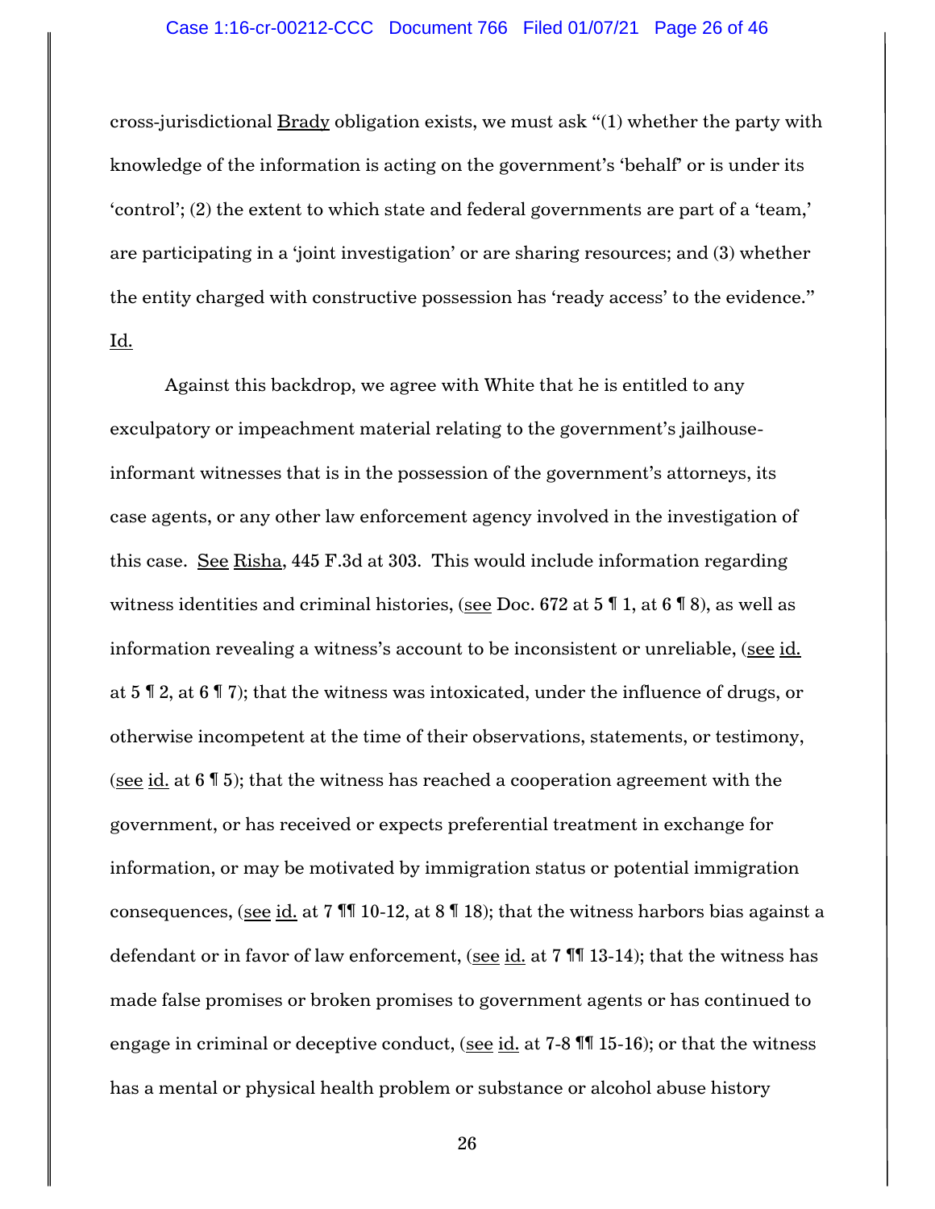cross-jurisdictional Brady obligation exists, we must ask "(1) whether the party with knowledge of the information is acting on the government's 'behalf' or is under its 'control'; (2) the extent to which state and federal governments are part of a 'team,' are participating in a 'joint investigation' or are sharing resources; and (3) whether the entity charged with constructive possession has 'ready access' to the evidence." Id.

Against this backdrop, we agree with White that he is entitled to any exculpatory or impeachment material relating to the government's jailhouse-informant witnesses that is in the possession of the government's attorneys, its case agents, or any other law enforcement agency involved in the investigation of this case. See Risha, 445 F.3d at 303. This would include information regarding witness identities and criminal histories, (see Doc. 672 at 5 ¶ 1, at 6 ¶ 8), as well as information revealing a witness's account to be inconsistent or unreliable, (see id. at 5 ¶ 2, at 6 ¶ 7); that the witness was intoxicated, under the influence of drugs, or otherwise incompetent at the time of their observations, statements, or testimony, (see id. at 6 ¶ 5); that the witness has reached a cooperation agreement with the government, or has received or expects preferential treatment in exchange for information, or may be motivated by immigration status or potential immigration consequences, (see id. at 7 ¶¶ 10-12, at 8 ¶ 18); that the witness harbors bias against a defendant or in favor of law enforcement, (see id. at 7 ¶¶ 13-14); that the witness has made false promises or broken promises to government agents or has continued to engage in criminal or deceptive conduct, (see id. at 7-8 ¶¶ 15-16); or that the witness has a mental or physical health problem or substance or alcohol abuse history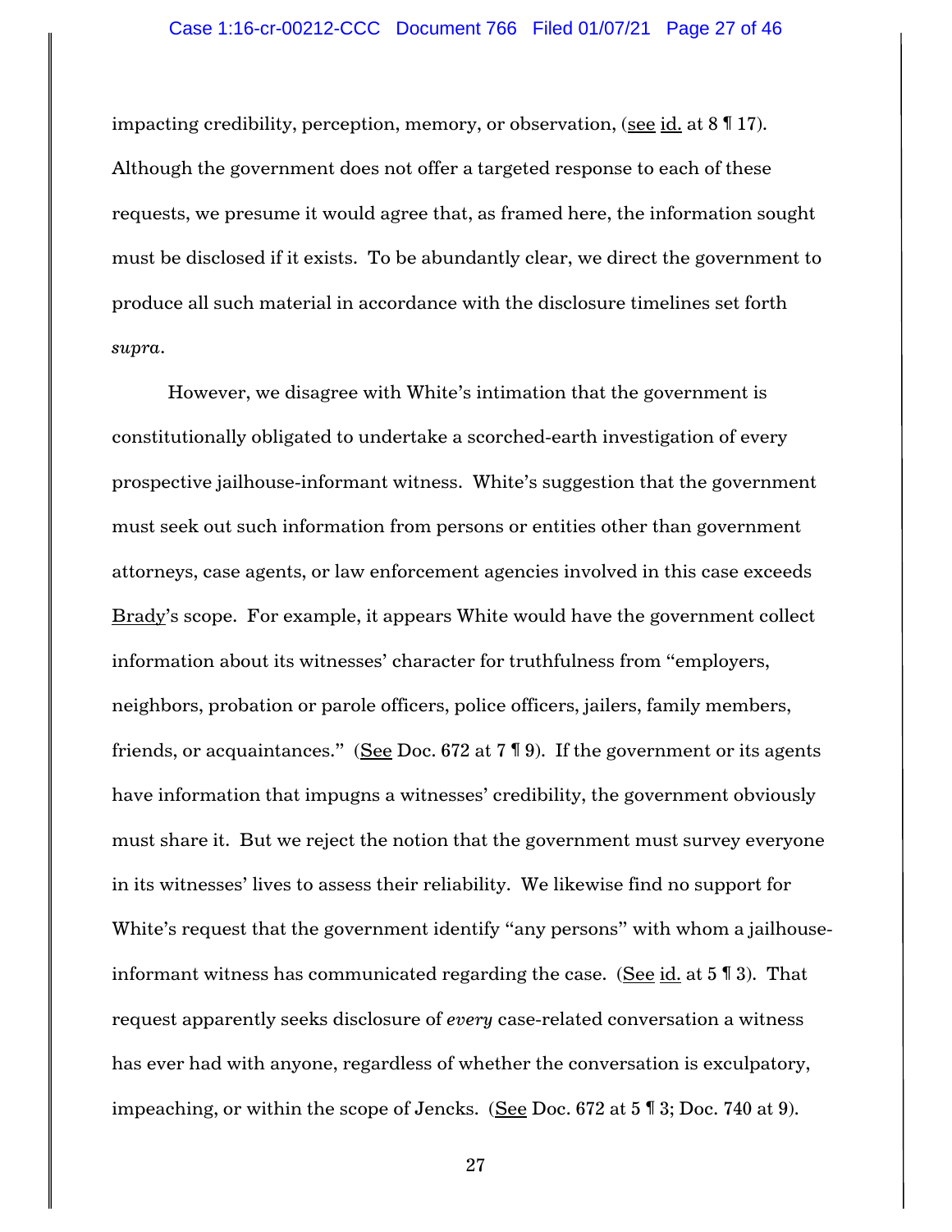impacting credibility, perception, memory, or observation, (see id. at 8 ¶ 17). Although the government does not offer a targeted response to each of these requests, we presume it would agree that, as framed here, the information sought must be disclosed if it exists. To be abundantly clear, we direct the government to produce all such material in accordance with the disclosure timelines set forth *supra*.

However, we disagree with White's intimation that the government is constitutionally obligated to undertake a scorched-earth investigation of every prospective jailhouse-informant witness. White's suggestion that the government must seek out such information from persons or entities other than government attorneys, case agents, or law enforcement agencies involved in this case exceeds Brady's scope. For example, it appears White would have the government collect information about its witnesses' character for truthfulness from "employers, neighbors, probation or parole officers, police officers, jailers, family members, friends, or acquaintances." (See Doc. 672 at 7 ¶ 9). If the government or its agents have information that impugns a witnesses' credibility, the government obviously must share it. But we reject the notion that the government must survey everyone in its witnesses' lives to assess their reliability. We likewise find no support for White's request that the government identify "any persons" with whom a jailhouse-informant witness has communicated regarding the case. (See id. at 5 ¶ 3). That request apparently seeks disclosure of *every* case-related conversation a witness has ever had with anyone, regardless of whether the conversation is exculpatory, impeaching, or within the scope of Jencks. (See Doc. 672 at 5 ¶ 3; Doc. 740 at 9).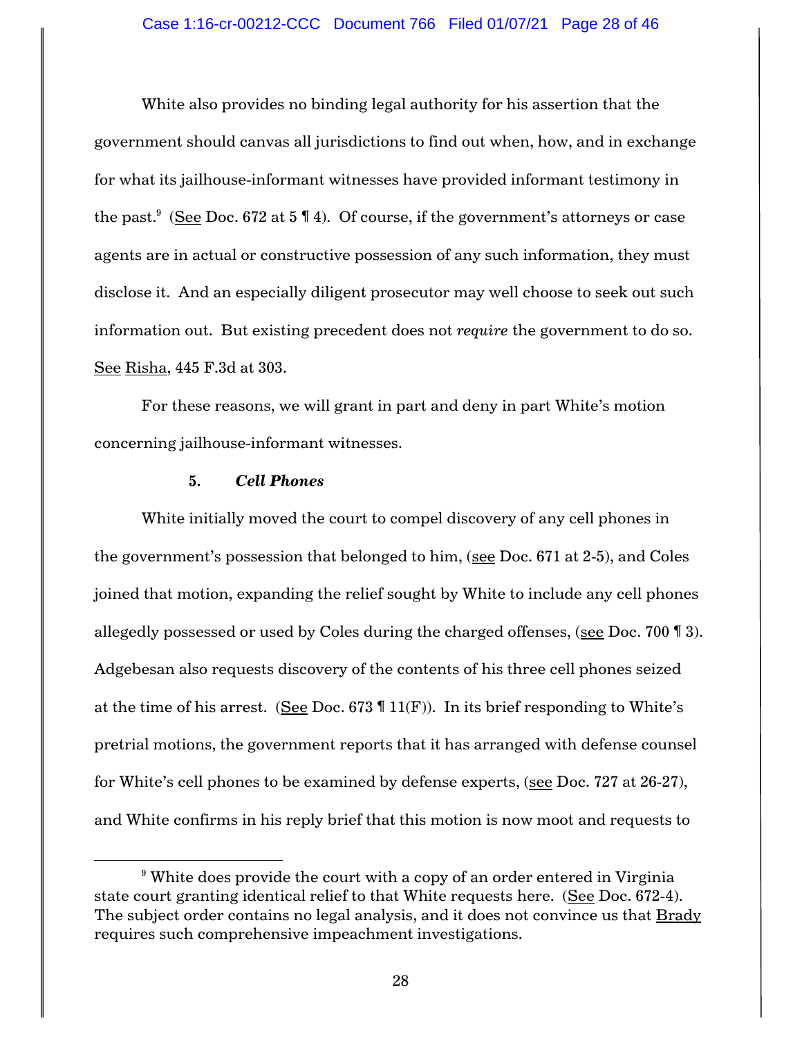White also provides no binding legal authority for his assertion that the government should canvas all jurisdictions to find out when, how, and in exchange for what its jailhouse-informant witnesses have provided informant testimony in the past.[9] (See Doc. 672 at 5 ¶ 4). Of course, if the government's attorneys or case agents are in actual or constructive possession of any such information, they must disclose it. And an especially diligent prosecutor may well choose to seek out such information out. But existing precedent does not *require* the government to do so. See Risha, 445 F.3d at 303.

For these reasons, we will grant in part and deny in part White's motion concerning jailhouse-informant witnesses.

### 5. *Cell Phones*

White initially moved the court to compel discovery of any cell phones in the government's possession that belonged to him, (see Doc. 671 at 2-5), and Coles joined that motion, expanding the relief sought by White to include any cell phones allegedly possessed or used by Coles during the charged offenses, (see Doc. 700 ¶ 3). Adgebesan also requests discovery of the contents of his three cell phones seized at the time of his arrest. (See Doc. 673 ¶ 11(F)). In its brief responding to White's pretrial motions, the government reports that it has arranged with defense counsel for White's cell phones to be examined by defense experts, (see Doc. 727 at 26-27), and White confirms in his reply brief that this motion is now moot and requests to

---

[9] White does provide the court with a copy of an order entered in Virginia state court granting identical relief to that White requests here. (See Doc. 672-4). The subject order contains no legal analysis, and it does not convince us that Brady requires such comprehensive impeachment investigations.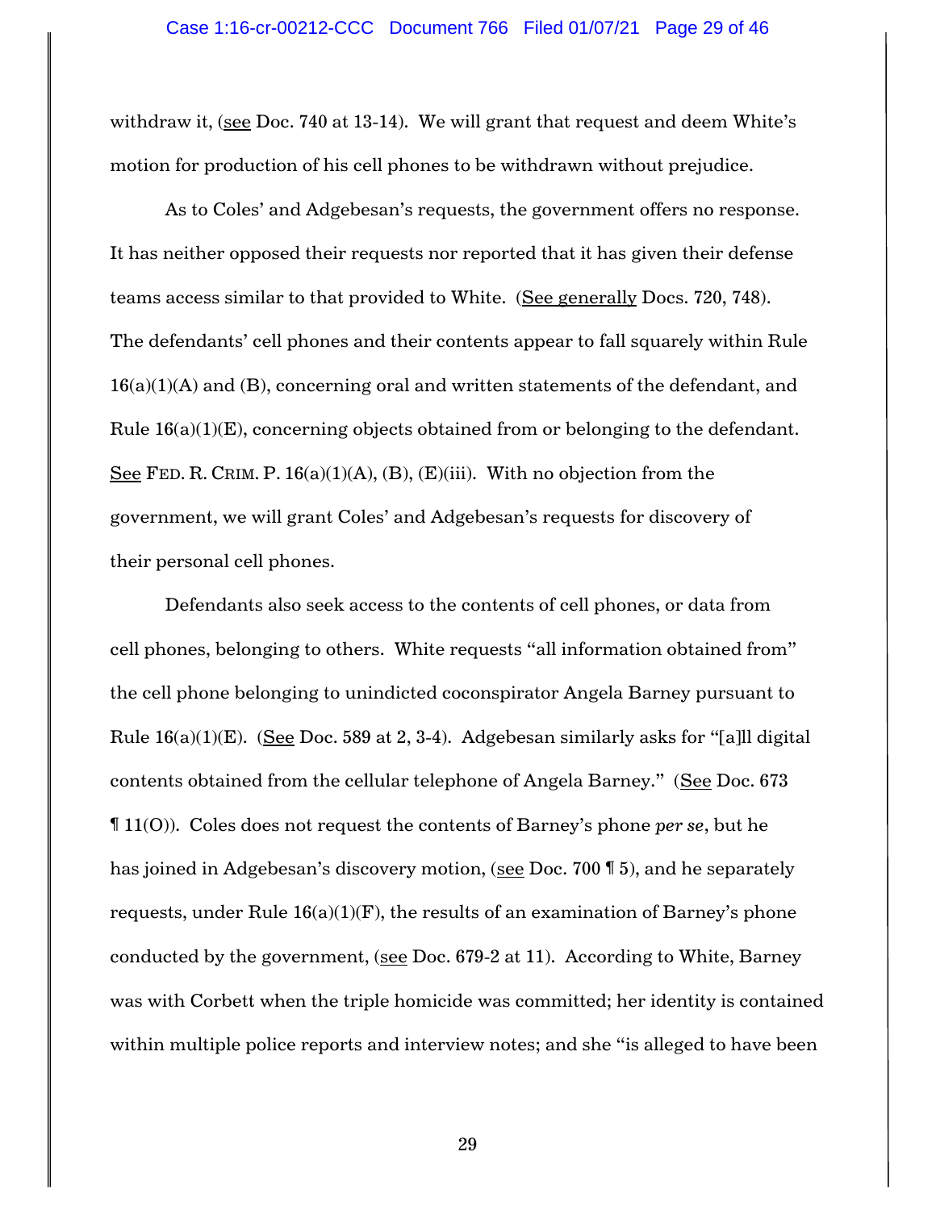withdraw it, (see Doc. 740 at 13-14). We will grant that request and deem White's motion for production of his cell phones to be withdrawn without prejudice.

As to Coles' and Adgebesan's requests, the government offers no response. It has neither opposed their requests nor reported that it has given their defense teams access similar to that provided to White. (See generally Docs. 720, 748). The defendants' cell phones and their contents appear to fall squarely within Rule 16(a)(1)(A) and (B), concerning oral and written statements of the defendant, and Rule 16(a)(1)(E), concerning objects obtained from or belonging to the defendant. See FED. R. CRIM. P. 16(a)(1)(A), (B), (E)(iii). With no objection from the government, we will grant Coles' and Adgebesan's requests for discovery of their personal cell phones.

Defendants also seek access to the contents of cell phones, or data from cell phones, belonging to others. White requests "all information obtained from" the cell phone belonging to unindicted coconspirator Angela Barney pursuant to Rule 16(a)(1)(E). (See Doc. 589 at 2, 3-4). Adgebesan similarly asks for "[a]ll digital contents obtained from the cellular telephone of Angela Barney." (See Doc. 673 ¶ 11(O)). Coles does not request the contents of Barney's phone *per se*, but he has joined in Adgebesan's discovery motion, (see Doc. 700 ¶ 5), and he separately requests, under Rule 16(a)(1)(F), the results of an examination of Barney's phone conducted by the government, (see Doc. 679-2 at 11). According to White, Barney was with Corbett when the triple homicide was committed; her identity is contained within multiple police reports and interview notes; and she "is alleged to have been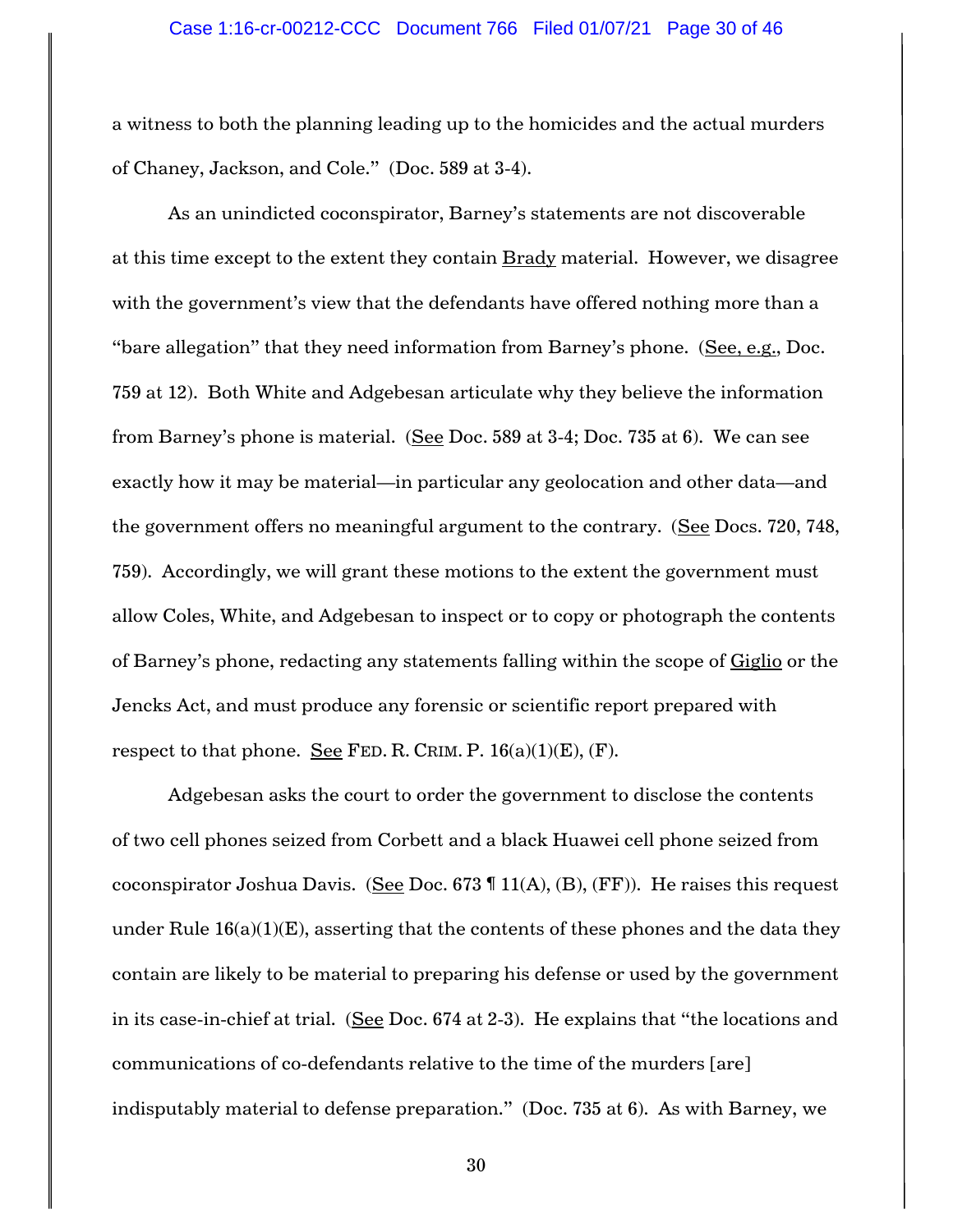a witness to both the planning leading up to the homicides and the actual murders of Chaney, Jackson, and Cole." (Doc. 589 at 3-4).

As an unindicted coconspirator, Barney's statements are not discoverable at this time except to the extent they contain Brady material. However, we disagree with the government's view that the defendants have offered nothing more than a "bare allegation" that they need information from Barney's phone. (See, e.g., Doc. 759 at 12). Both White and Adgebesan articulate why they believe the information from Barney's phone is material. (See Doc. 589 at 3-4; Doc. 735 at 6). We can see exactly how it may be material—in particular any geolocation and other data—and the government offers no meaningful argument to the contrary. (See Docs. 720, 748, 759). Accordingly, we will grant these motions to the extent the government must allow Coles, White, and Adgebesan to inspect or to copy or photograph the contents of Barney's phone, redacting any statements falling within the scope of Giglio or the Jencks Act, and must produce any forensic or scientific report prepared with respect to that phone. See FED. R. CRIM. P. 16(a)(1)(E), (F).

Adgebesan asks the court to order the government to disclose the contents of two cell phones seized from Corbett and a black Huawei cell phone seized from coconspirator Joshua Davis. (See Doc. 673 ¶ 11(A), (B), (FF)). He raises this request under Rule 16(a)(1)(E), asserting that the contents of these phones and the data they contain are likely to be material to preparing his defense or used by the government in its case-in-chief at trial. (See Doc. 674 at 2-3). He explains that "the locations and communications of co-defendants relative to the time of the murders [are] indisputably material to defense preparation." (Doc. 735 at 6). As with Barney, we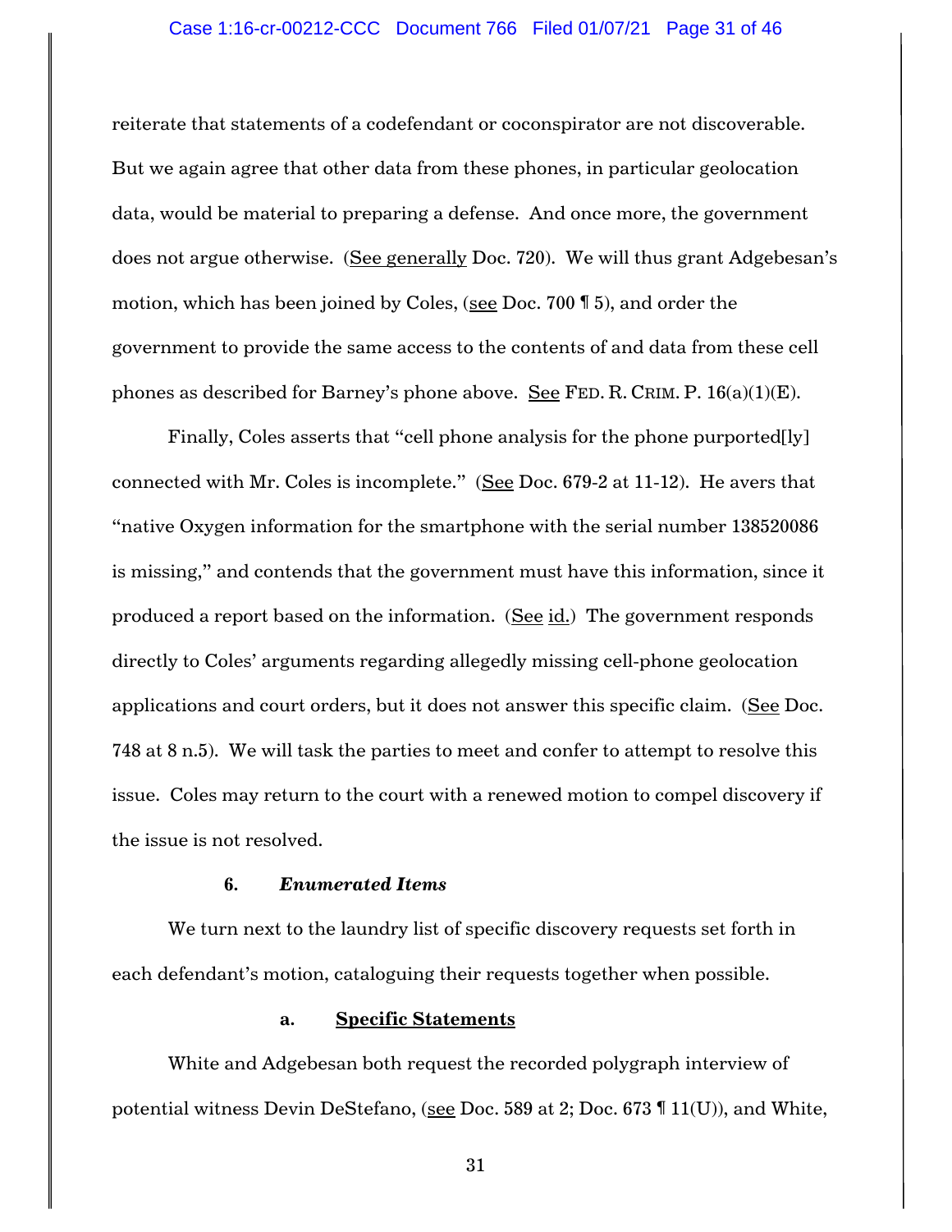reiterate that statements of a codefendant or coconspirator are not discoverable. But we again agree that other data from these phones, in particular geolocation data, would be material to preparing a defense. And once more, the government does not argue otherwise. (See generally Doc. 720). We will thus grant Adgebesan's motion, which has been joined by Coles, (see Doc. 700 ¶ 5), and order the government to provide the same access to the contents of and data from these cell phones as described for Barney's phone above. See FED. R. CRIM. P. 16(a)(1)(E).

Finally, Coles asserts that "cell phone analysis for the phone purported[ly] connected with Mr. Coles is incomplete." (See Doc. 679-2 at 11-12). He avers that "native Oxygen information for the smartphone with the serial number 138520086 is missing," and contends that the government must have this information, since it produced a report based on the information. (See id.) The government responds directly to Coles' arguments regarding allegedly missing cell-phone geolocation applications and court orders, but it does not answer this specific claim. (See Doc. 748 at 8 n.5). We will task the parties to meet and confer to attempt to resolve this issue. Coles may return to the court with a renewed motion to compel discovery if the issue is not resolved.

**6. *Enumerated Items***

We turn next to the laundry list of specific discovery requests set forth in each defendant's motion, cataloguing their requests together when possible.

**a. Specific Statements**

White and Adgebesan both request the recorded polygraph interview of potential witness Devin DeStefano, (see Doc. 589 at 2; Doc. 673 ¶ 11(U)), and White,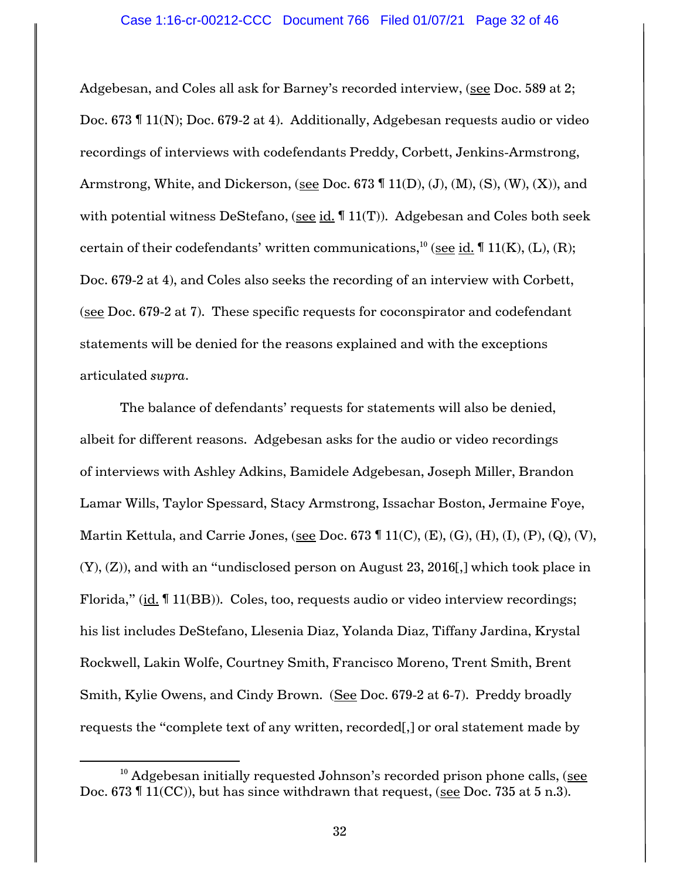Adgebesan, and Coles all ask for Barney's recorded interview, (see Doc. 589 at 2; Doc. 673 ¶ 11(N); Doc. 679-2 at 4). Additionally, Adgebesan requests audio or video recordings of interviews with codefendants Preddy, Corbett, Jenkins-Armstrong, Armstrong, White, and Dickerson, (see Doc. 673 ¶ 11(D), (J), (M), (S), (W), (X)), and with potential witness DeStefano, (see id. ¶ 11(T)). Adgebesan and Coles both seek certain of their codefendants' written communications,[10] (see id. ¶ 11(K), (L), (R); Doc. 679-2 at 4), and Coles also seeks the recording of an interview with Corbett, (see Doc. 679-2 at 7). These specific requests for coconspirator and codefendant statements will be denied for the reasons explained and with the exceptions articulated *supra*.

The balance of defendants' requests for statements will also be denied, albeit for different reasons. Adgebesan asks for the audio or video recordings of interviews with Ashley Adkins, Bamidele Adgebesan, Joseph Miller, Brandon Lamar Wills, Taylor Spessard, Stacy Armstrong, Issachar Boston, Jermaine Foye, Martin Kettula, and Carrie Jones, (see Doc. 673 ¶ 11(C), (E), (G), (H), (I), (P), (Q), (V), (Y), (Z)), and with an "undisclosed person on August 23, 2016[,] which took place in Florida," (id. ¶ 11(BB)). Coles, too, requests audio or video interview recordings; his list includes DeStefano, Llesenia Diaz, Yolanda Diaz, Tiffany Jardina, Krystal Rockwell, Lakin Wolfe, Courtney Smith, Francisco Moreno, Trent Smith, Brent Smith, Kylie Owens, and Cindy Brown. (See Doc. 679-2 at 6-7). Preddy broadly requests the "complete text of any written, recorded[,] or oral statement made by

[10] Adgebesan initially requested Johnson's recorded prison phone calls, (see Doc. 673 ¶ 11(CC)), but has since withdrawn that request, (see Doc. 735 at 5 n.3).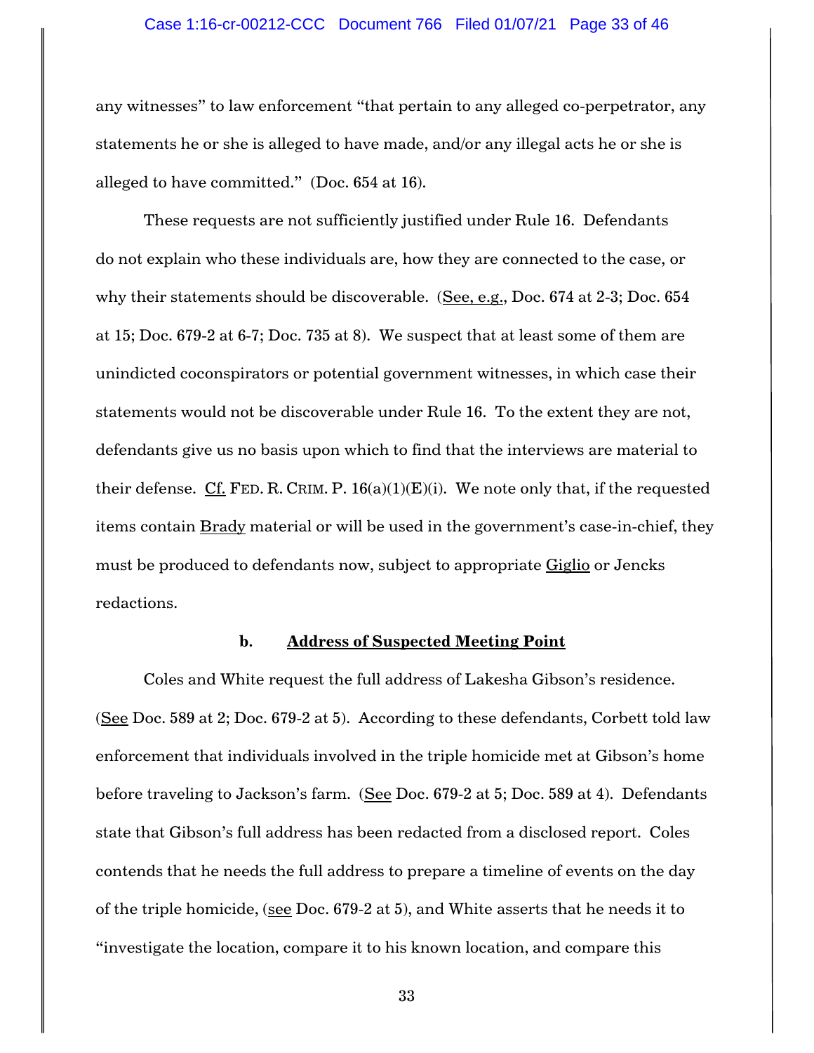any witnesses" to law enforcement "that pertain to any alleged co-perpetrator, any statements he or she is alleged to have made, and/or any illegal acts he or she is alleged to have committed." (Doc. 654 at 16).

These requests are not sufficiently justified under Rule 16. Defendants do not explain who these individuals are, how they are connected to the case, or why their statements should be discoverable. (See, e.g., Doc. 674 at 2-3; Doc. 654 at 15; Doc. 679-2 at 6-7; Doc. 735 at 8). We suspect that at least some of them are unindicted coconspirators or potential government witnesses, in which case their statements would not be discoverable under Rule 16. To the extent they are not, defendants give us no basis upon which to find that the interviews are material to their defense. Cf. FED. R. CRIM. P. 16(a)(1)(E)(i). We note only that, if the requested items contain Brady material or will be used in the government's case-in-chief, they must be produced to defendants now, subject to appropriate Giglio or Jencks redactions.

**b. Address of Suspected Meeting Point**

Coles and White request the full address of Lakesha Gibson's residence. (See Doc. 589 at 2; Doc. 679-2 at 5). According to these defendants, Corbett told law enforcement that individuals involved in the triple homicide met at Gibson's home before traveling to Jackson's farm. (See Doc. 679-2 at 5; Doc. 589 at 4). Defendants state that Gibson's full address has been redacted from a disclosed report. Coles contends that he needs the full address to prepare a timeline of events on the day of the triple homicide, (see Doc. 679-2 at 5), and White asserts that he needs it to "investigate the location, compare it to his known location, and compare this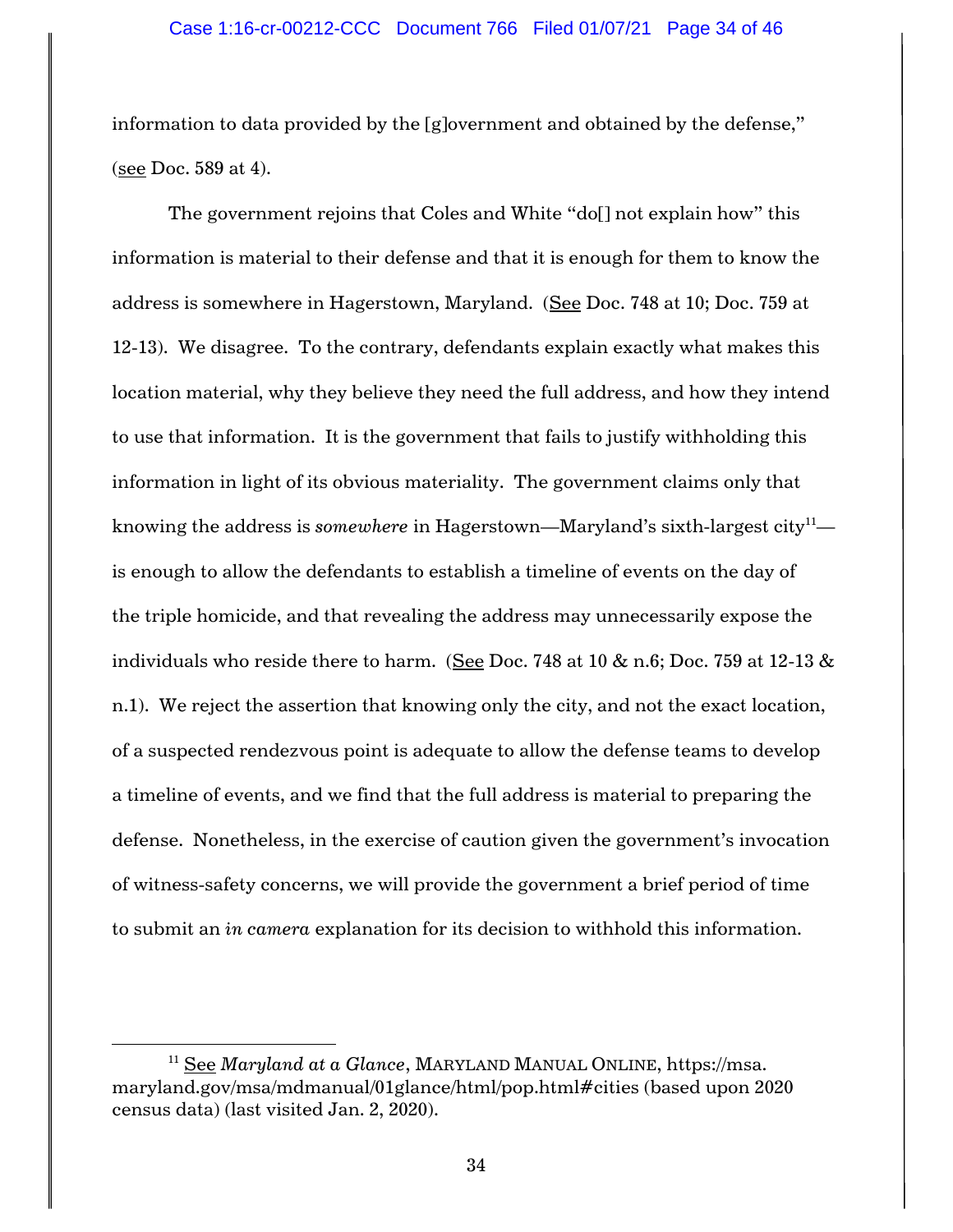information to data provided by the [g]overnment and obtained by the defense," (<u>see</u> Doc. 589 at 4).

The government rejoins that Coles and White "do[] not explain how" this information is material to their defense and that it is enough for them to know the address is somewhere in Hagerstown, Maryland. (<u>See</u> Doc. 748 at 10; Doc. 759 at 12-13). We disagree. To the contrary, defendants explain exactly what makes this location material, why they believe they need the full address, and how they intend to use that information. It is the government that fails to justify withholding this information in light of its obvious materiality. The government claims only that knowing the address is *somewhere* in Hagerstown—Maryland's sixth-largest city[11]—is enough to allow the defendants to establish a timeline of events on the day of the triple homicide, and that revealing the address may unnecessarily expose the individuals who reside there to harm. (<u>See</u> Doc. 748 at 10 & n.6; Doc. 759 at 12-13 & n.1). We reject the assertion that knowing only the city, and not the exact location, of a suspected rendezvous point is adequate to allow the defense teams to develop a timeline of events, and we find that the full address is material to preparing the defense. Nonetheless, in the exercise of caution given the government's invocation of witness-safety concerns, we will provide the government a brief period of time to submit an *in camera* explanation for its decision to withhold this information.

---

[11] <u>See</u> *Maryland at a Glance*, MARYLAND MANUAL ONLINE, https://msa.maryland.gov/msa/mdmanual/01glance/html/pop.html#cities (based upon 2020 census data) (last visited Jan. 2, 2020).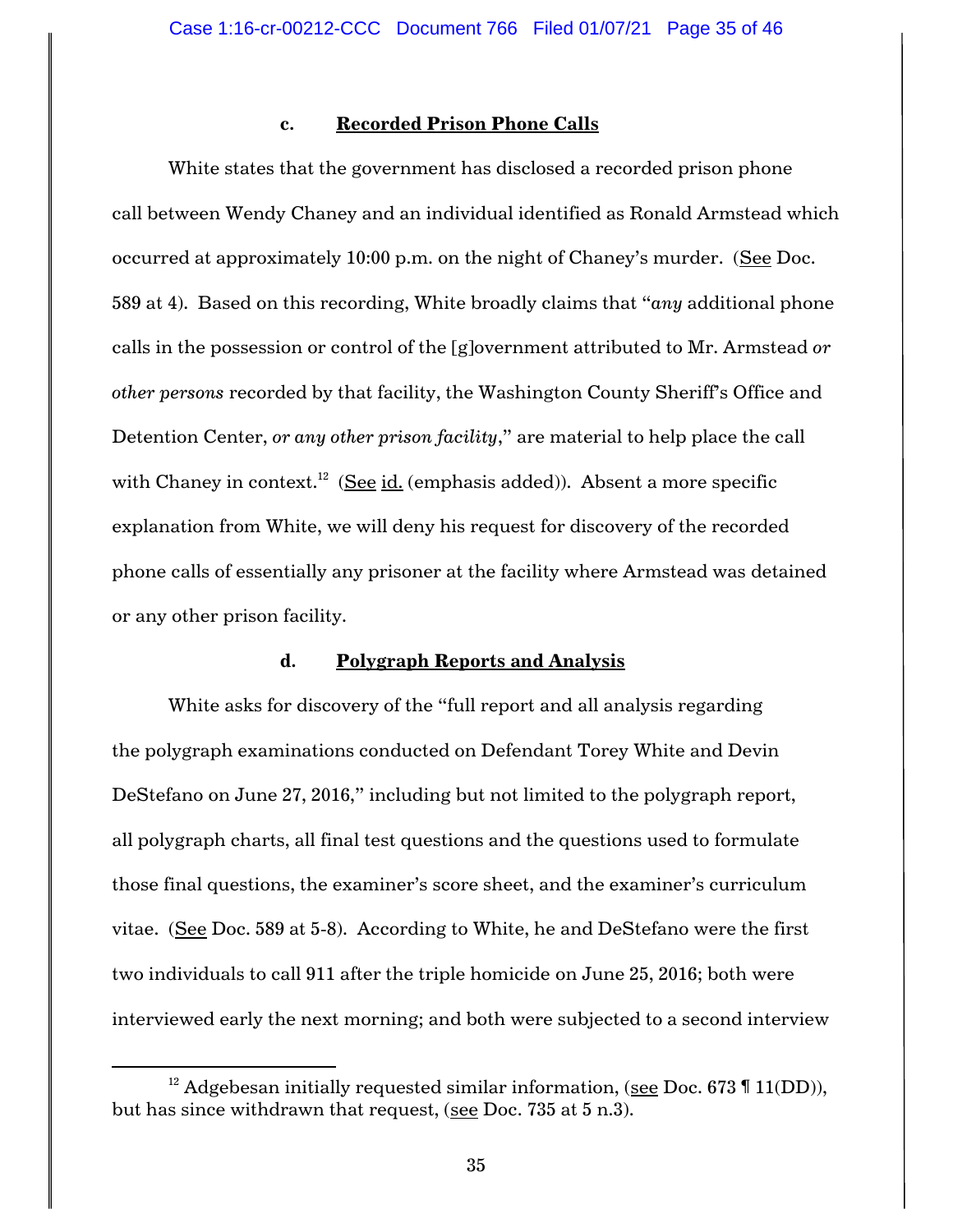#### c. **Recorded Prison Phone Calls**

White states that the government has disclosed a recorded prison phone call between Wendy Chaney and an individual identified as Ronald Armstead which occurred at approximately 10:00 p.m. on the night of Chaney's murder. (See Doc. 589 at 4). Based on this recording, White broadly claims that "*any* additional phone calls in the possession or control of the [g]overnment attributed to Mr. Armstead *or other persons* recorded by that facility, the Washington County Sheriff's Office and Detention Center, *or any other prison facility*," are material to help place the call with Chaney in context.[12] (See id. (emphasis added)). Absent a more specific explanation from White, we will deny his request for discovery of the recorded phone calls of essentially any prisoner at the facility where Armstead was detained or any other prison facility.

#### d. **Polygraph Reports and Analysis**

White asks for discovery of the "full report and all analysis regarding the polygraph examinations conducted on Defendant Torey White and Devin DeStefano on June 27, 2016," including but not limited to the polygraph report, all polygraph charts, all final test questions and the questions used to formulate those final questions, the examiner's score sheet, and the examiner's curriculum vitae. (See Doc. 589 at 5-8). According to White, he and DeStefano were the first two individuals to call 911 after the triple homicide on June 25, 2016; both were interviewed early the next morning; and both were subjected to a second interview

---

[12] Adgebesan initially requested similar information, (see Doc. 673 ¶ 11(DD)), but has since withdrawn that request, (see Doc. 735 at 5 n.3).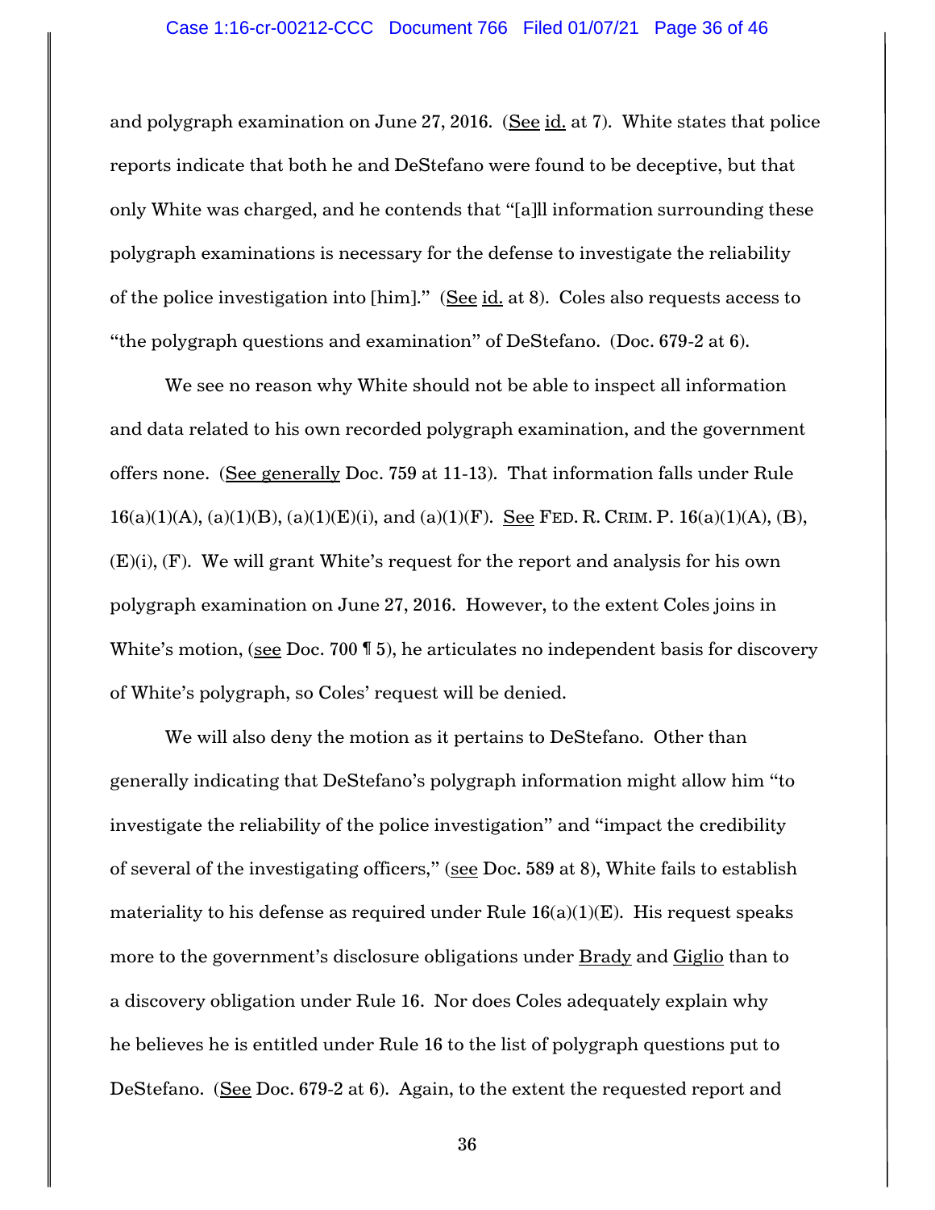and polygraph examination on June 27, 2016. (See id. at 7). White states that police reports indicate that both he and DeStefano were found to be deceptive, but that only White was charged, and he contends that "[a]ll information surrounding these polygraph examinations is necessary for the defense to investigate the reliability of the police investigation into [him]." (See id. at 8). Coles also requests access to "the polygraph questions and examination" of DeStefano. (Doc. 679-2 at 6).

We see no reason why White should not be able to inspect all information and data related to his own recorded polygraph examination, and the government offers none. (See generally Doc. 759 at 11-13). That information falls under Rule 16(a)(1)(A), (a)(1)(B), (a)(1)(E)(i), and (a)(1)(F). See FED. R. CRIM. P. 16(a)(1)(A), (B), (E)(i), (F). We will grant White's request for the report and analysis for his own polygraph examination on June 27, 2016. However, to the extent Coles joins in White's motion, (see Doc. 700 ¶ 5), he articulates no independent basis for discovery of White's polygraph, so Coles' request will be denied.

We will also deny the motion as it pertains to DeStefano. Other than generally indicating that DeStefano's polygraph information might allow him "to investigate the reliability of the police investigation" and "impact the credibility of several of the investigating officers," (see Doc. 589 at 8), White fails to establish materiality to his defense as required under Rule 16(a)(1)(E). His request speaks more to the government's disclosure obligations under Brady and Giglio than to a discovery obligation under Rule 16. Nor does Coles adequately explain why he believes he is entitled under Rule 16 to the list of polygraph questions put to DeStefano. (See Doc. 679-2 at 6). Again, to the extent the requested report and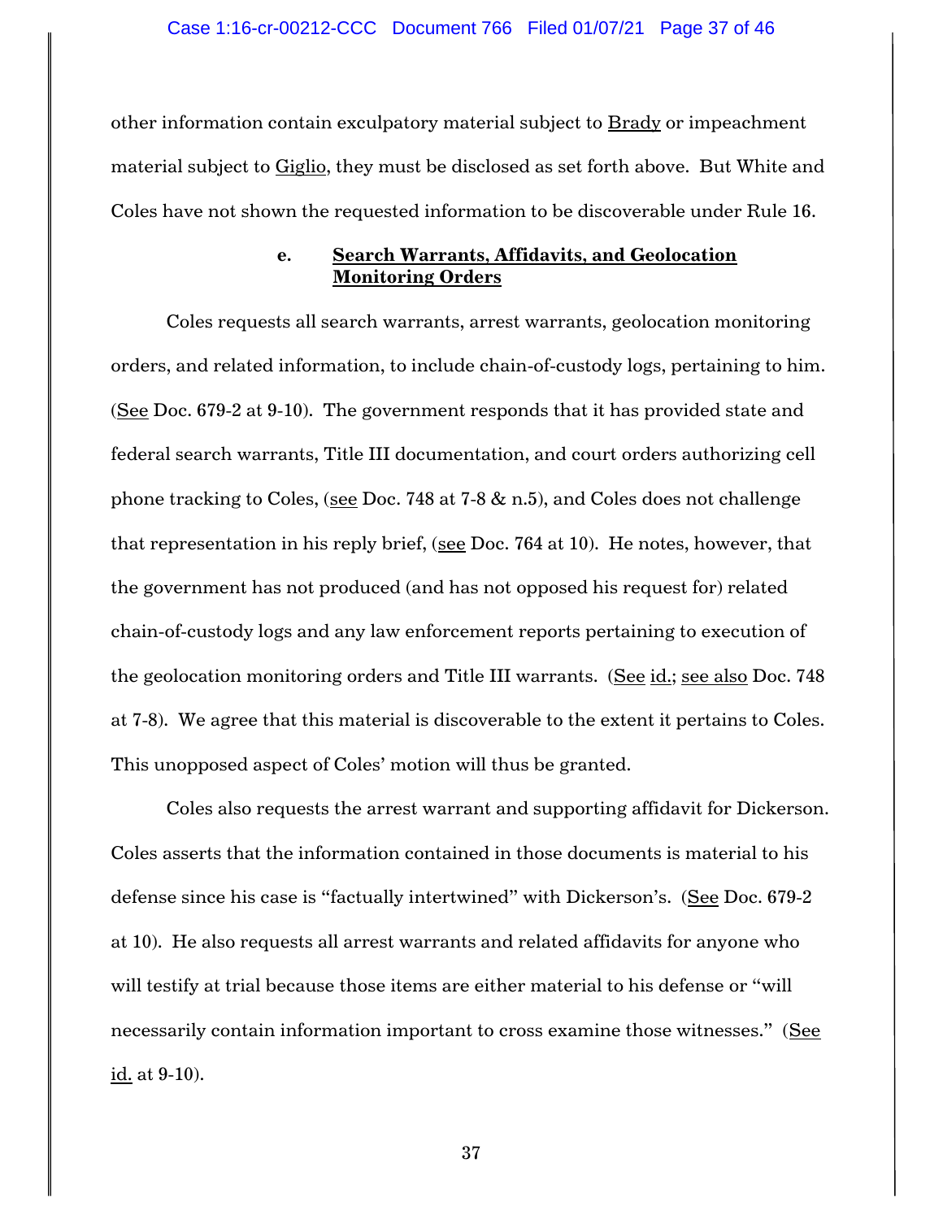other information contain exculpatory material subject to Brady or impeachment material subject to Giglio, they must be disclosed as set forth above. But White and Coles have not shown the requested information to be discoverable under Rule 16.

#### e. Search Warrants, Affidavits, and Geolocation Monitoring Orders

Coles requests all search warrants, arrest warrants, geolocation monitoring orders, and related information, to include chain-of-custody logs, pertaining to him. (See Doc. 679-2 at 9-10). The government responds that it has provided state and federal search warrants, Title III documentation, and court orders authorizing cell phone tracking to Coles, (see Doc. 748 at 7-8 & n.5), and Coles does not challenge that representation in his reply brief, (see Doc. 764 at 10). He notes, however, that the government has not produced (and has not opposed his request for) related chain-of-custody logs and any law enforcement reports pertaining to execution of the geolocation monitoring orders and Title III warrants. (See id.; see also Doc. 748 at 7-8). We agree that this material is discoverable to the extent it pertains to Coles. This unopposed aspect of Coles' motion will thus be granted.

Coles also requests the arrest warrant and supporting affidavit for Dickerson. Coles asserts that the information contained in those documents is material to his defense since his case is "factually intertwined" with Dickerson's. (See Doc. 679-2 at 10). He also requests all arrest warrants and related affidavits for anyone who will testify at trial because those items are either material to his defense or "will necessarily contain information important to cross examine those witnesses." (See id. at 9-10).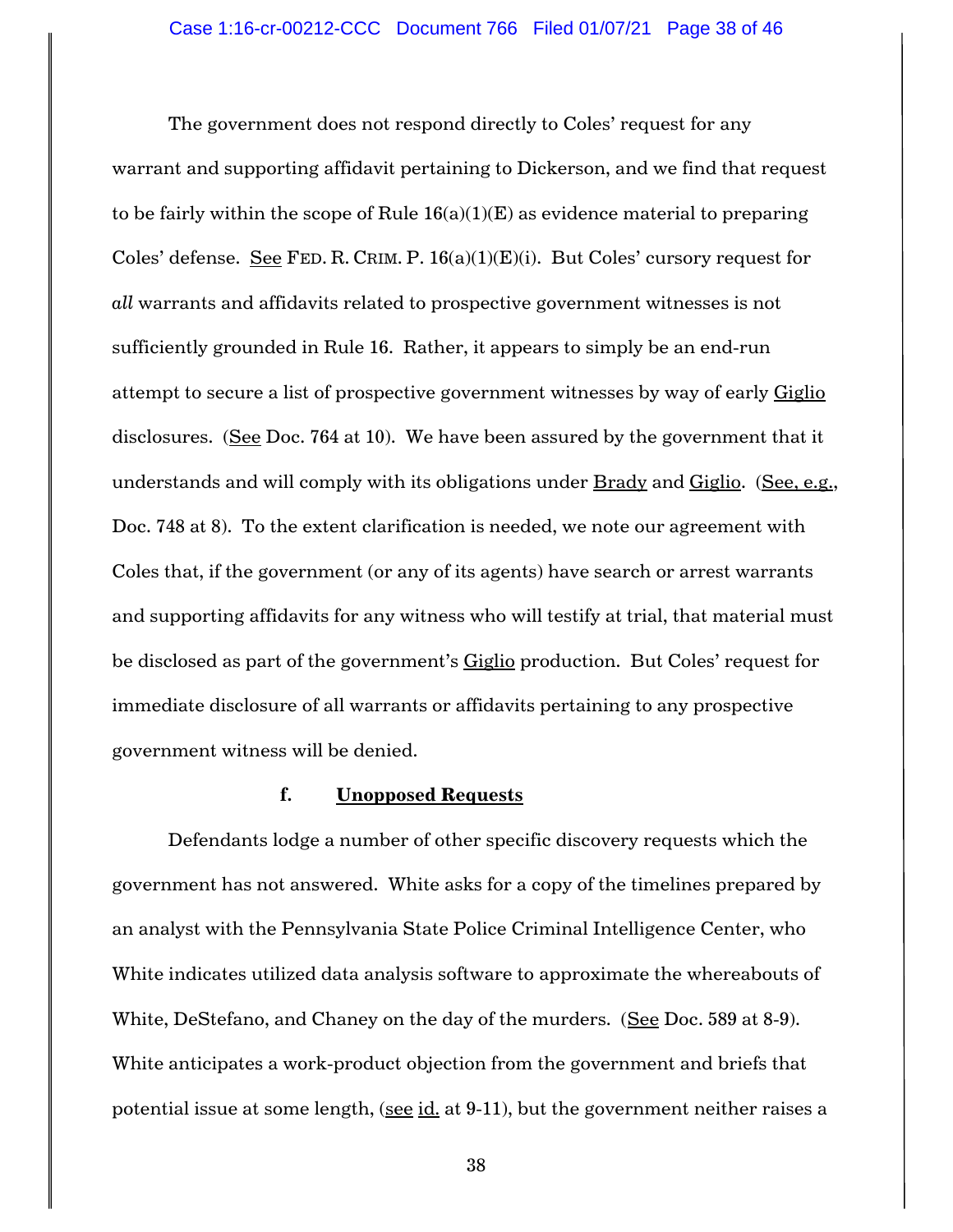The government does not respond directly to Coles' request for any warrant and supporting affidavit pertaining to Dickerson, and we find that request to be fairly within the scope of Rule 16(a)(1)(E) as evidence material to preparing Coles' defense. See FED. R. CRIM. P. 16(a)(1)(E)(i). But Coles' cursory request for *all* warrants and affidavits related to prospective government witnesses is not sufficiently grounded in Rule 16. Rather, it appears to simply be an end-run attempt to secure a list of prospective government witnesses by way of early Giglio disclosures. (See Doc. 764 at 10). We have been assured by the government that it understands and will comply with its obligations under Brady and Giglio. (See, e.g., Doc. 748 at 8). To the extent clarification is needed, we note our agreement with Coles that, if the government (or any of its agents) have search or arrest warrants and supporting affidavits for any witness who will testify at trial, that material must be disclosed as part of the government's Giglio production. But Coles' request for immediate disclosure of all warrants or affidavits pertaining to any prospective government witness will be denied.

#### f. Unopposed Requests

Defendants lodge a number of other specific discovery requests which the government has not answered. White asks for a copy of the timelines prepared by an analyst with the Pennsylvania State Police Criminal Intelligence Center, who White indicates utilized data analysis software to approximate the whereabouts of White, DeStefano, and Chaney on the day of the murders. (See Doc. 589 at 8-9). White anticipates a work-product objection from the government and briefs that potential issue at some length, (see id. at 9-11), but the government neither raises a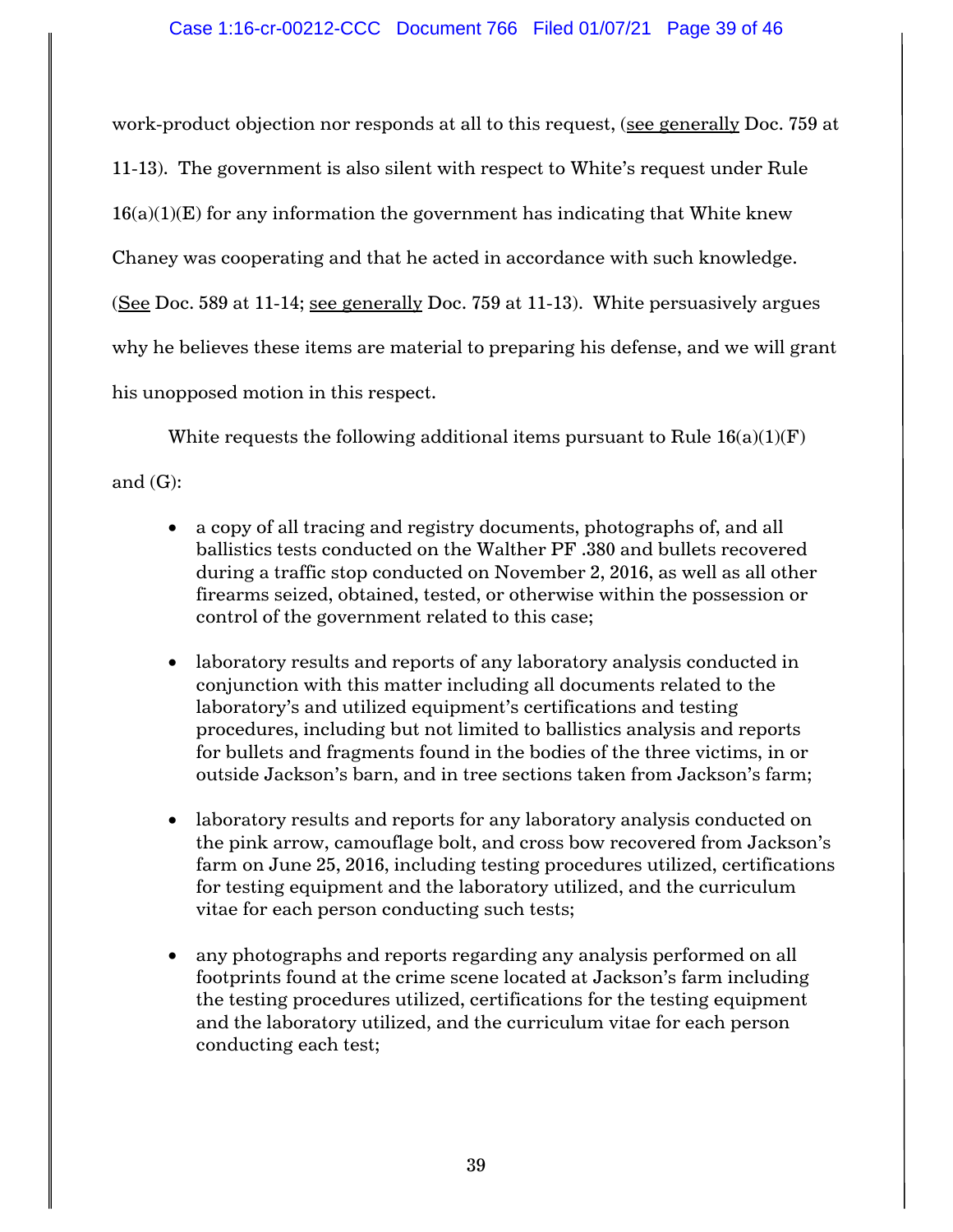work-product objection nor responds at all to this request, (see generally Doc. 759 at 11-13). The government is also silent with respect to White's request under Rule 16(a)(1)(E) for any information the government has indicating that White knew Chaney was cooperating and that he acted in accordance with such knowledge. (See Doc. 589 at 11-14; see generally Doc. 759 at 11-13). White persuasively argues why he believes these items are material to preparing his defense, and we will grant his unopposed motion in this respect.

White requests the following additional items pursuant to Rule 16(a)(1)(F) and (G):

- a copy of all tracing and registry documents, photographs of, and all ballistics tests conducted on the Walther PF .380 and bullets recovered during a traffic stop conducted on November 2, 2016, as well as all other firearms seized, obtained, tested, or otherwise within the possession or control of the government related to this case;

- laboratory results and reports of any laboratory analysis conducted in conjunction with this matter including all documents related to the laboratory's and utilized equipment's certifications and testing procedures, including but not limited to ballistics analysis and reports for bullets and fragments found in the bodies of the three victims, in or outside Jackson's barn, and in tree sections taken from Jackson's farm;

- laboratory results and reports for any laboratory analysis conducted on the pink arrow, camouflage bolt, and cross bow recovered from Jackson's farm on June 25, 2016, including testing procedures utilized, certifications for testing equipment and the laboratory utilized, and the curriculum vitae for each person conducting such tests;

- any photographs and reports regarding any analysis performed on all footprints found at the crime scene located at Jackson's farm including the testing procedures utilized, certifications for the testing equipment and the laboratory utilized, and the curriculum vitae for each person conducting each test;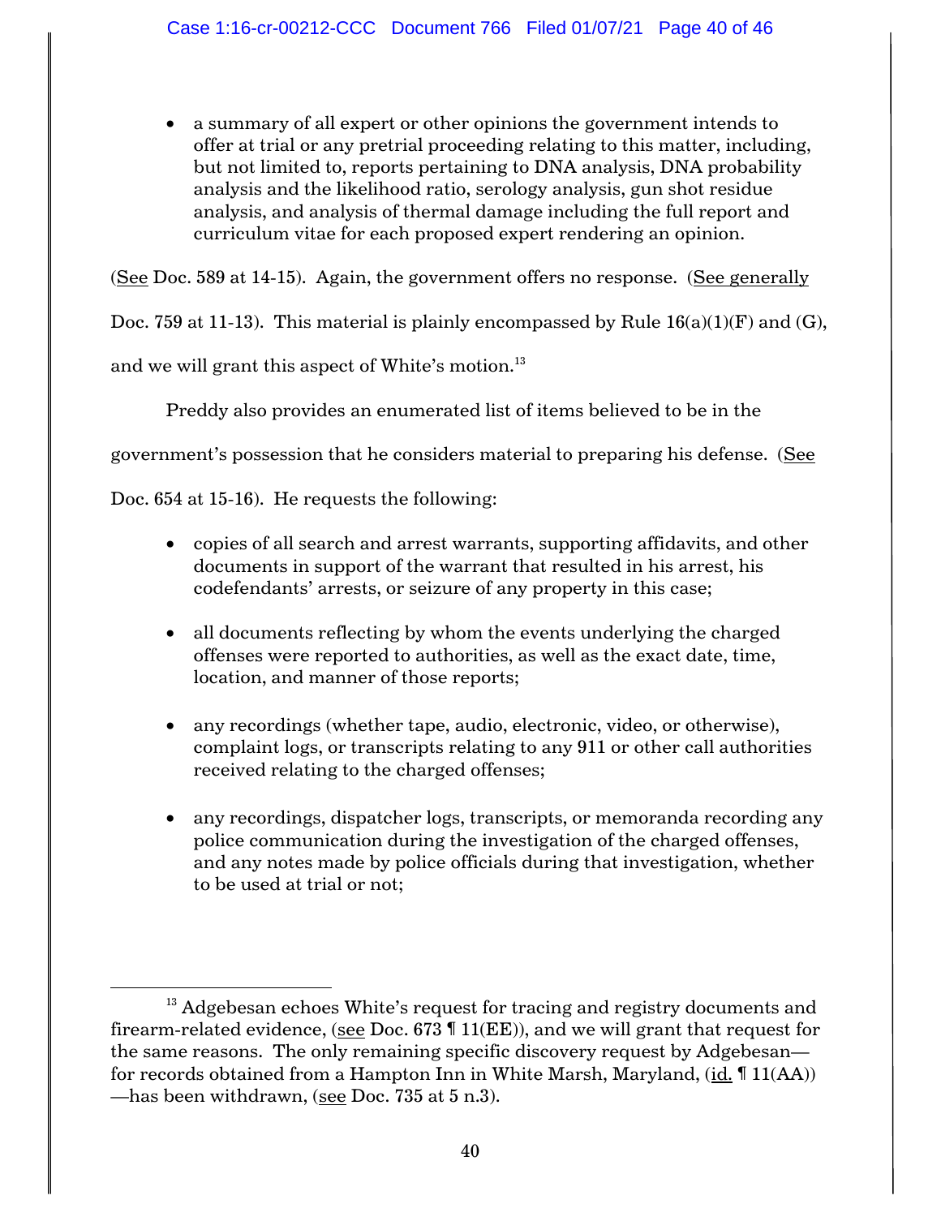- a summary of all expert or other opinions the government intends to offer at trial or any pretrial proceeding relating to this matter, including, but not limited to, reports pertaining to DNA analysis, DNA probability analysis and the likelihood ratio, serology analysis, gun shot residue analysis, and analysis of thermal damage including the full report and curriculum vitae for each proposed expert rendering an opinion.

(See Doc. 589 at 14-15). Again, the government offers no response. (See generally Doc. 759 at 11-13). This material is plainly encompassed by Rule 16(a)(1)(F) and (G), and we will grant this aspect of White's motion.[13]

Preddy also provides an enumerated list of items believed to be in the government's possession that he considers material to preparing his defense. (See Doc. 654 at 15-16). He requests the following:

- copies of all search and arrest warrants, supporting affidavits, and other documents in support of the warrant that resulted in his arrest, his codefendants' arrests, or seizure of any property in this case;

- all documents reflecting by whom the events underlying the charged offenses were reported to authorities, as well as the exact date, time, location, and manner of those reports;

- any recordings (whether tape, audio, electronic, video, or otherwise), complaint logs, or transcripts relating to any 911 or other call authorities received relating to the charged offenses;

- any recordings, dispatcher logs, transcripts, or memoranda recording any police communication during the investigation of the charged offenses, and any notes made by police officials during that investigation, whether to be used at trial or not;

[13] Adgebesan echoes White's request for tracing and registry documents and firearm-related evidence, (see Doc. 673 ¶ 11(EE)), and we will grant that request for the same reasons. The only remaining specific discovery request by Adgebesan—for records obtained from a Hampton Inn in White Marsh, Maryland, (id. ¶ 11(AA))—has been withdrawn, (see Doc. 735 at 5 n.3).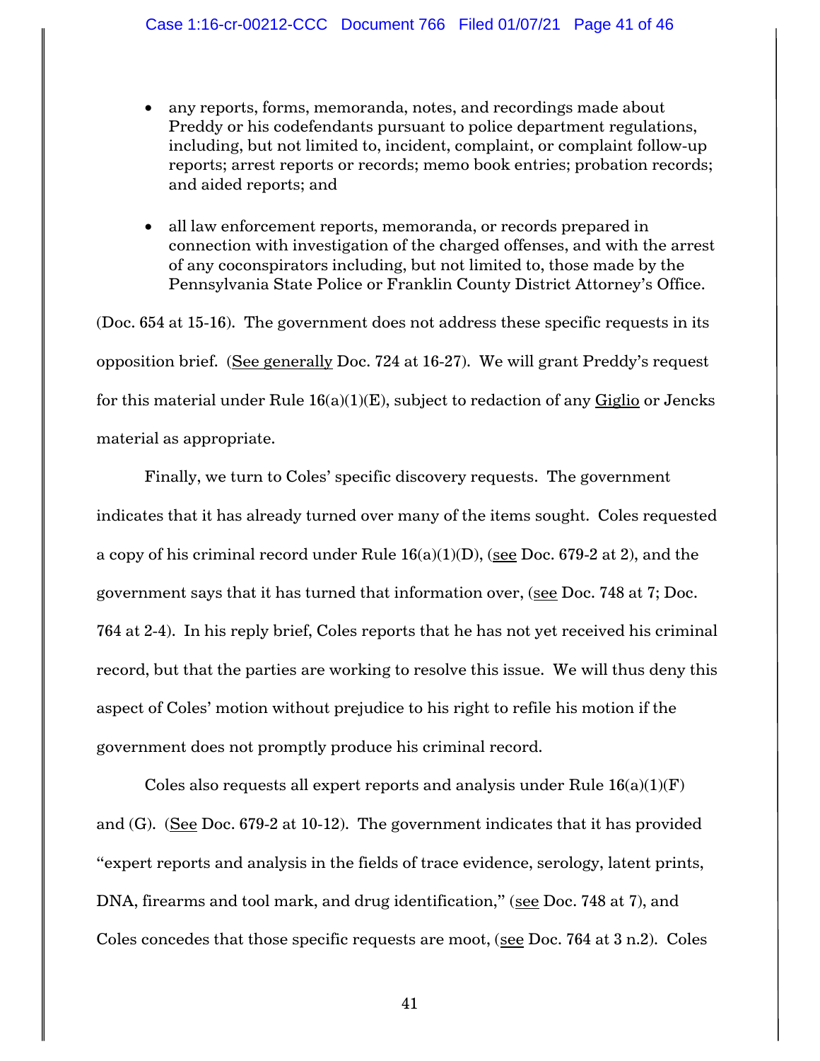- any reports, forms, memoranda, notes, and recordings made about Preddy or his codefendants pursuant to police department regulations, including, but not limited to, incident, complaint, or complaint follow-up reports; arrest reports or records; memo book entries; probation records; and aided reports; and

- all law enforcement reports, memoranda, or records prepared in connection with investigation of the charged offenses, and with the arrest of any coconspirators including, but not limited to, those made by the Pennsylvania State Police or Franklin County District Attorney's Office.

(Doc. 654 at 15-16). The government does not address these specific requests in its opposition brief. (See generally Doc. 724 at 16-27). We will grant Preddy's request for this material under Rule 16(a)(1)(E), subject to redaction of any Giglio or Jencks material as appropriate.

Finally, we turn to Coles' specific discovery requests. The government indicates that it has already turned over many of the items sought. Coles requested a copy of his criminal record under Rule 16(a)(1)(D), (see Doc. 679-2 at 2), and the government says that it has turned that information over, (see Doc. 748 at 7; Doc. 764 at 2-4). In his reply brief, Coles reports that he has not yet received his criminal record, but that the parties are working to resolve this issue. We will thus deny this aspect of Coles' motion without prejudice to his right to refile his motion if the government does not promptly produce his criminal record.

Coles also requests all expert reports and analysis under Rule 16(a)(1)(F) and (G). (See Doc. 679-2 at 10-12). The government indicates that it has provided "expert reports and analysis in the fields of trace evidence, serology, latent prints, DNA, firearms and tool mark, and drug identification," (see Doc. 748 at 7), and Coles concedes that those specific requests are moot, (see Doc. 764 at 3 n.2). Coles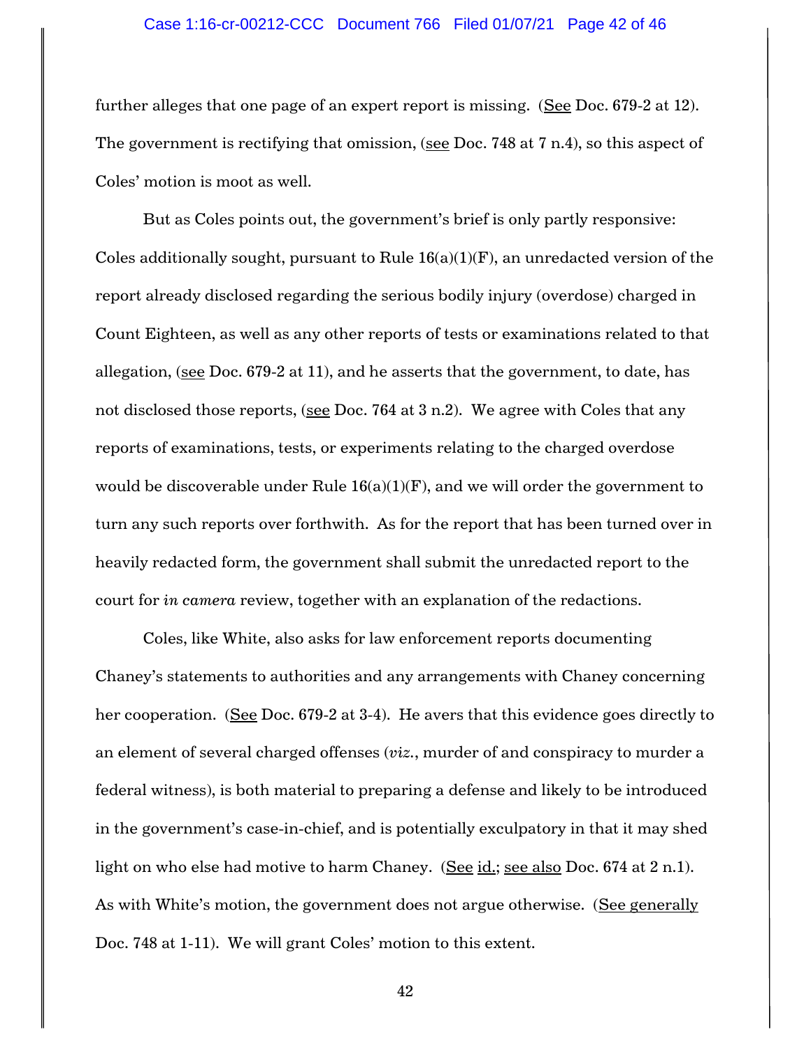further alleges that one page of an expert report is missing. (See Doc. 679-2 at 12). The government is rectifying that omission, (see Doc. 748 at 7 n.4), so this aspect of Coles' motion is moot as well.

But as Coles points out, the government's brief is only partly responsive: Coles additionally sought, pursuant to Rule 16(a)(1)(F), an unredacted version of the report already disclosed regarding the serious bodily injury (overdose) charged in Count Eighteen, as well as any other reports of tests or examinations related to that allegation, (see Doc. 679-2 at 11), and he asserts that the government, to date, has not disclosed those reports, (see Doc. 764 at 3 n.2). We agree with Coles that any reports of examinations, tests, or experiments relating to the charged overdose would be discoverable under Rule 16(a)(1)(F), and we will order the government to turn any such reports over forthwith. As for the report that has been turned over in heavily redacted form, the government shall submit the unredacted report to the court for *in camera* review, together with an explanation of the redactions.

Coles, like White, also asks for law enforcement reports documenting Chaney's statements to authorities and any arrangements with Chaney concerning her cooperation. (See Doc. 679-2 at 3-4). He avers that this evidence goes directly to an element of several charged offenses (*viz.*, murder of and conspiracy to murder a federal witness), is both material to preparing a defense and likely to be introduced in the government's case-in-chief, and is potentially exculpatory in that it may shed light on who else had motive to harm Chaney. (See id.; see also Doc. 674 at 2 n.1). As with White's motion, the government does not argue otherwise. (See generally Doc. 748 at 1-11). We will grant Coles' motion to this extent.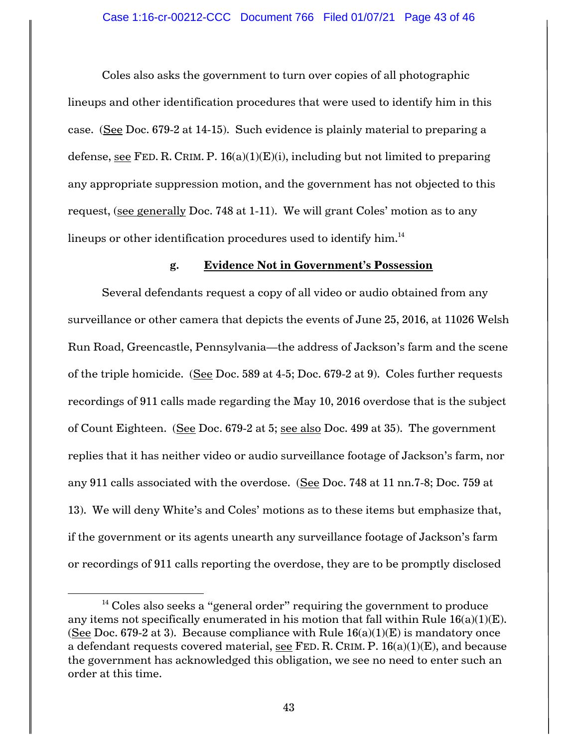Coles also asks the government to turn over copies of all photographic lineups and other identification procedures that were used to identify him in this case. (See Doc. 679-2 at 14-15). Such evidence is plainly material to preparing a defense, see FED. R. CRIM. P. 16(a)(1)(E)(i), including but not limited to preparing any appropriate suppression motion, and the government has not objected to this request, (see generally Doc. 748 at 1-11). We will grant Coles' motion as to any lineups or other identification procedures used to identify him.[14]

**g. Evidence Not in Government's Possession**

Several defendants request a copy of all video or audio obtained from any surveillance or other camera that depicts the events of June 25, 2016, at 11026 Welsh Run Road, Greencastle, Pennsylvania—the address of Jackson's farm and the scene of the triple homicide. (See Doc. 589 at 4-5; Doc. 679-2 at 9). Coles further requests recordings of 911 calls made regarding the May 10, 2016 overdose that is the subject of Count Eighteen. (See Doc. 679-2 at 5; see also Doc. 499 at 35). The government replies that it has neither video or audio surveillance footage of Jackson's farm, nor any 911 calls associated with the overdose. (See Doc. 748 at 11 nn.7-8; Doc. 759 at 13). We will deny White's and Coles' motions as to these items but emphasize that, if the government or its agents unearth any surveillance footage of Jackson's farm or recordings of 911 calls reporting the overdose, they are to be promptly disclosed

[14] Coles also seeks a "general order" requiring the government to produce any items not specifically enumerated in his motion that fall within Rule 16(a)(1)(E). (See Doc. 679-2 at 3). Because compliance with Rule 16(a)(1)(E) is mandatory once a defendant requests covered material, see FED. R. CRIM. P. 16(a)(1)(E), and because the government has acknowledged this obligation, we see no need to enter such an order at this time.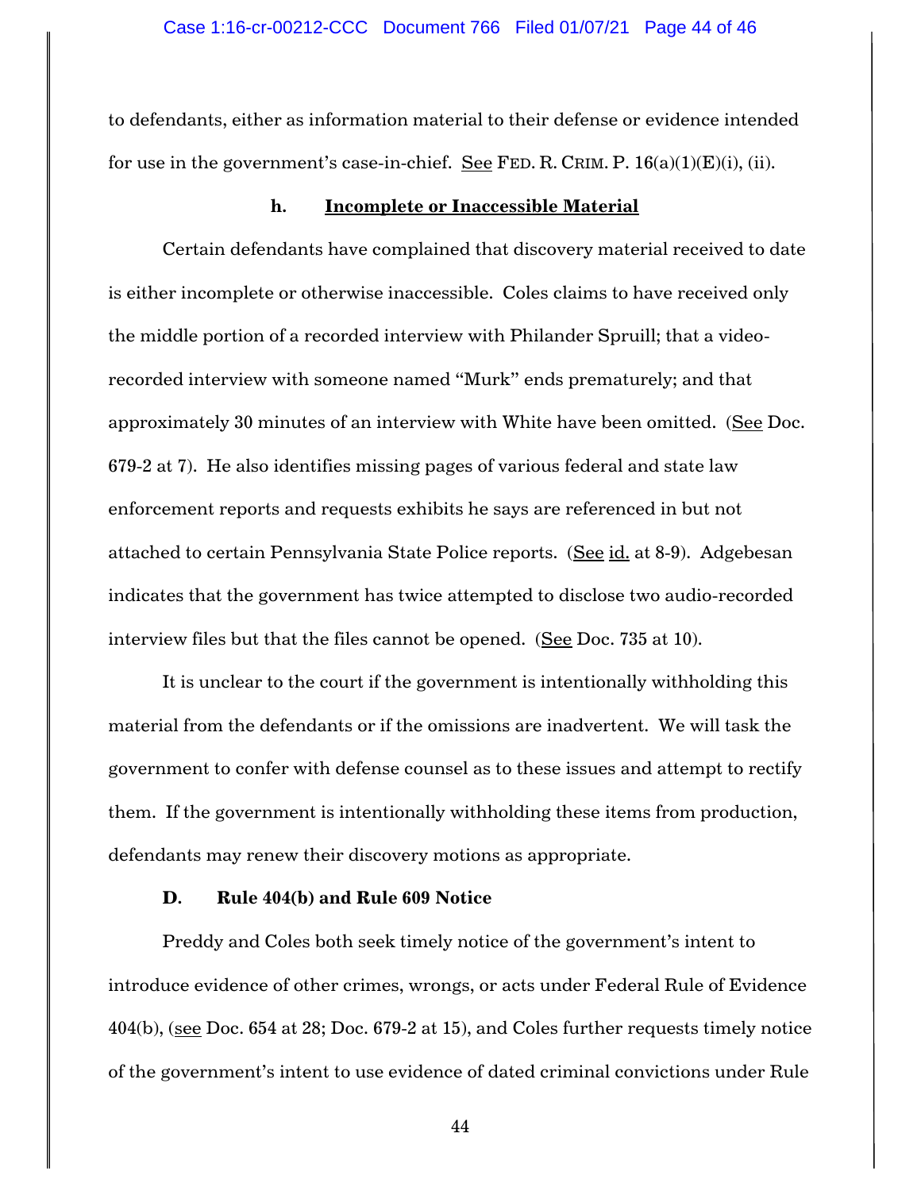to defendants, either as information material to their defense or evidence intended for use in the government's case-in-chief. See FED. R. CRIM. P. 16(a)(1)(E)(i), (ii).

#### h. Incomplete or Inaccessible Material

Certain defendants have complained that discovery material received to date is either incomplete or otherwise inaccessible. Coles claims to have received only the middle portion of a recorded interview with Philander Spruill; that a video-recorded interview with someone named "Murk" ends prematurely; and that approximately 30 minutes of an interview with White have been omitted. (See Doc. 679-2 at 7). He also identifies missing pages of various federal and state law enforcement reports and requests exhibits he says are referenced in but not attached to certain Pennsylvania State Police reports. (See id. at 8-9). Adgebesan indicates that the government has twice attempted to disclose two audio-recorded interview files but that the files cannot be opened. (See Doc. 735 at 10).

It is unclear to the court if the government is intentionally withholding this material from the defendants or if the omissions are inadvertent. We will task the government to confer with defense counsel as to these issues and attempt to rectify them. If the government is intentionally withholding these items from production, defendants may renew their discovery motions as appropriate.

### D. Rule 404(b) and Rule 609 Notice

Preddy and Coles both seek timely notice of the government's intent to introduce evidence of other crimes, wrongs, or acts under Federal Rule of Evidence 404(b), (see Doc. 654 at 28; Doc. 679-2 at 15), and Coles further requests timely notice of the government's intent to use evidence of dated criminal convictions under Rule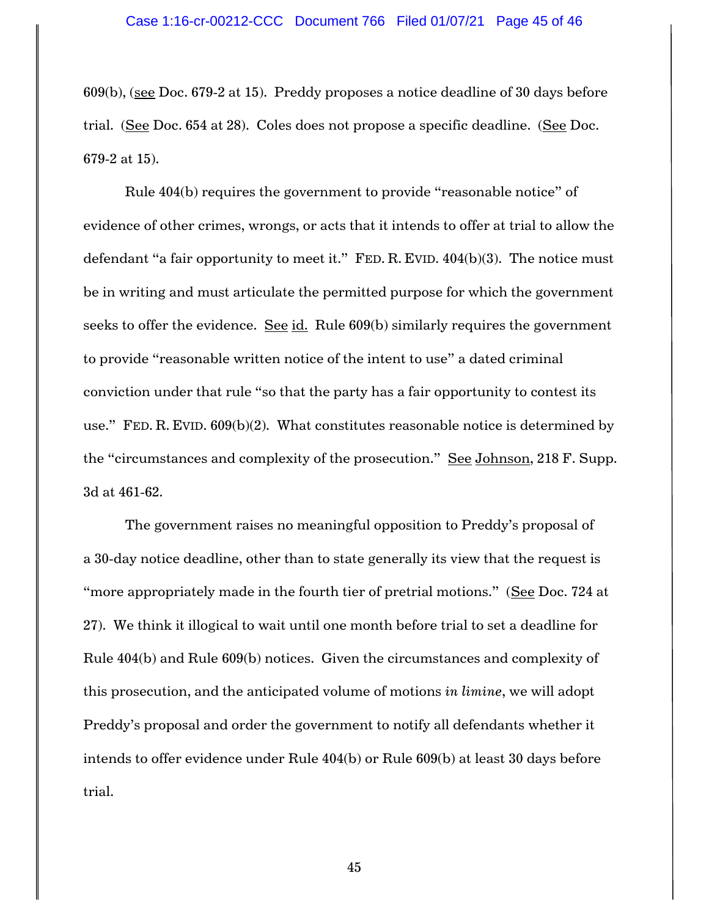609(b), (see Doc. 679-2 at 15). Preddy proposes a notice deadline of 30 days before trial. (See Doc. 654 at 28). Coles does not propose a specific deadline. (See Doc. 679-2 at 15).

Rule 404(b) requires the government to provide "reasonable notice" of evidence of other crimes, wrongs, or acts that it intends to offer at trial to allow the defendant "a fair opportunity to meet it." FED. R. EVID. 404(b)(3). The notice must be in writing and must articulate the permitted purpose for which the government seeks to offer the evidence. See id. Rule 609(b) similarly requires the government to provide "reasonable written notice of the intent to use" a dated criminal conviction under that rule "so that the party has a fair opportunity to contest its use." FED. R. EVID. 609(b)(2). What constitutes reasonable notice is determined by the "circumstances and complexity of the prosecution." See Johnson, 218 F. Supp. 3d at 461-62.

The government raises no meaningful opposition to Preddy's proposal of a 30-day notice deadline, other than to state generally its view that the request is "more appropriately made in the fourth tier of pretrial motions." (See Doc. 724 at 27). We think it illogical to wait until one month before trial to set a deadline for Rule 404(b) and Rule 609(b) notices. Given the circumstances and complexity of this prosecution, and the anticipated volume of motions *in limine*, we will adopt Preddy's proposal and order the government to notify all defendants whether it intends to offer evidence under Rule 404(b) or Rule 609(b) at least 30 days before trial.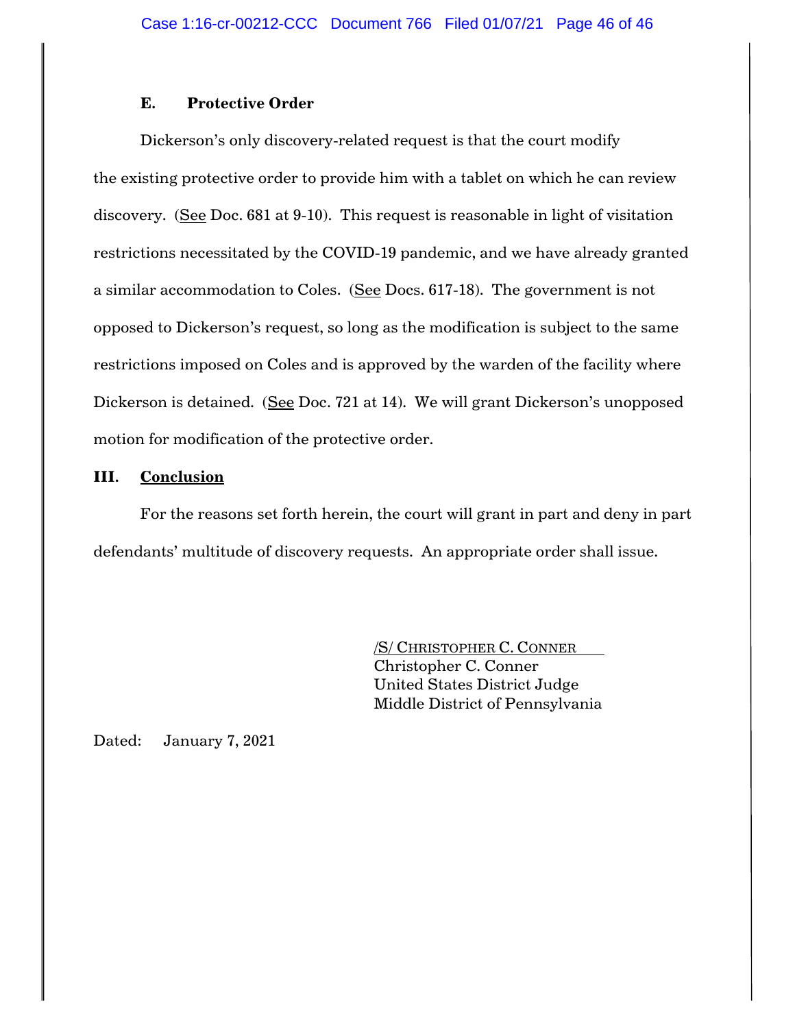### E. Protective Order

Dickerson's only discovery-related request is that the court modify the existing protective order to provide him with a tablet on which he can review discovery. (See Doc. 681 at 9-10). This request is reasonable in light of visitation restrictions necessitated by the COVID-19 pandemic, and we have already granted a similar accommodation to Coles. (See Docs. 617-18). The government is not opposed to Dickerson's request, so long as the modification is subject to the same restrictions imposed on Coles and is approved by the warden of the facility where Dickerson is detained. (See Doc. 721 at 14). We will grant Dickerson's unopposed motion for modification of the protective order.

## III. Conclusion

For the reasons set forth herein, the court will grant in part and deny in part defendants' multitude of discovery requests. An appropriate order shall issue.

/S/ CHRISTOPHER C. CONNER
Christopher C. Conner
United States District Judge
Middle District of Pennsylvania

Dated: January 7, 2021